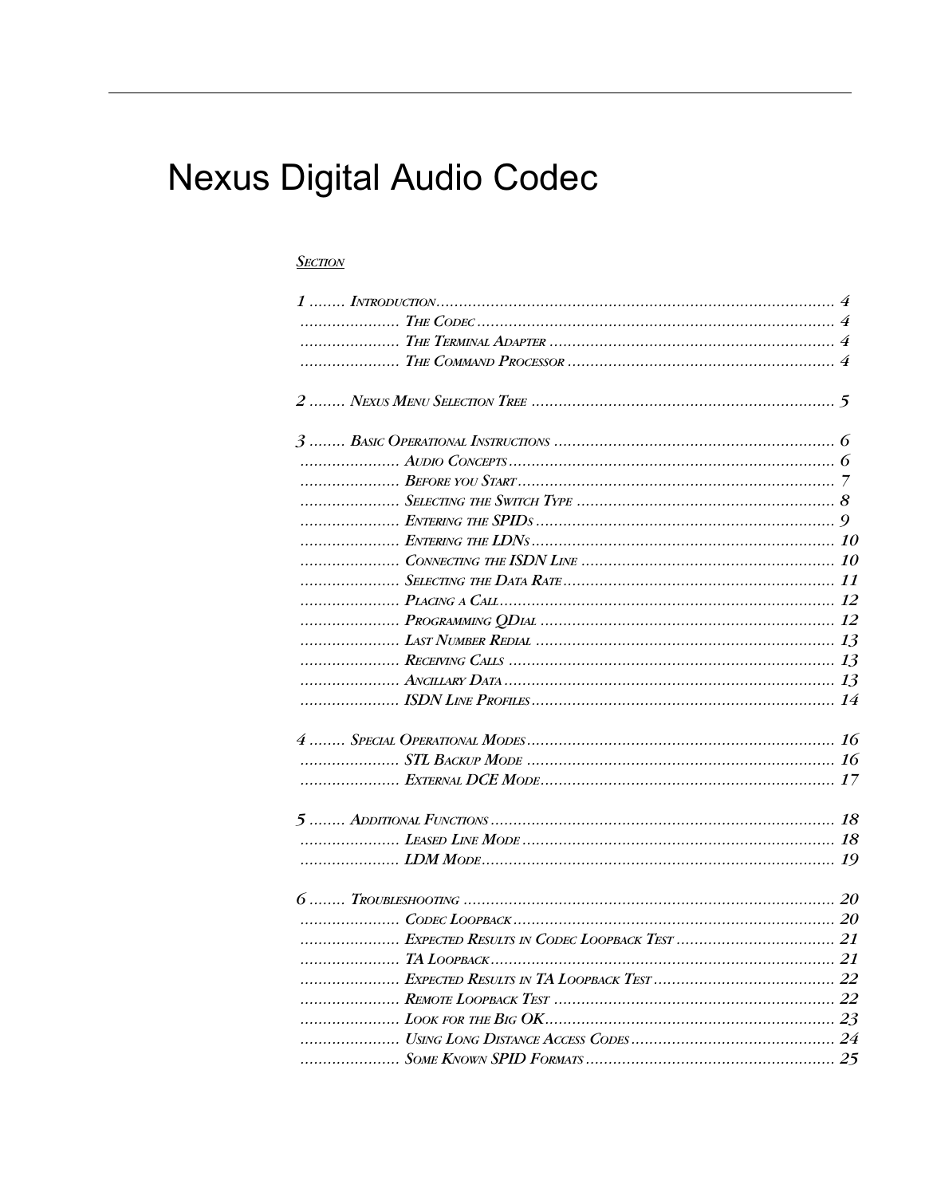# Nexus Digital Audio Codec

SECTION

1 ........ INTRODUCTION ........................................................................................ 4
...................... THE CODEC ............................................................................... 4
...................... THE TERMINAL ADAPTER ............................................................... 4
...................... THE COMMAND PROCESSOR ........................................................... 4

2 ........ NEXUS MENU SELECTION TREE ................................................................... 5

3 ........ BASIC OPERATIONAL INSTRUCTIONS .............................................................. 6
...................... AUDIO CONCEPTS ........................................................................ 6
...................... BEFORE YOU START ...................................................................... 7
...................... SELECTING THE SWITCH TYPE ......................................................... 8
...................... ENTERING THE SPIDS .................................................................. 9
...................... ENTERING THE LDNS ................................................................... 10
...................... CONNECTING THE ISDN LINE ........................................................ 10
...................... SELECTING THE DATA RATE ............................................................ 11
...................... PLACING A CALL .......................................................................... 12
...................... PROGRAMMING QDIAL ................................................................. 12
...................... LAST NUMBER REDIAL .................................................................. 13
...................... RECEIVING CALLS ........................................................................ 13
...................... ANCILLARY DATA ......................................................................... 13
...................... ISDN LINE PROFILES ................................................................... 14

4 ........ SPECIAL OPERATIONAL MODES .................................................................... 16
...................... STL BACKUP MODE .................................................................... 16
...................... EXTERNAL DCE MODE ................................................................. 17

5 ........ ADDITIONAL FUNCTIONS ............................................................................ 18
...................... LEASED LINE MODE ..................................................................... 18
...................... LDM MODE .............................................................................. 19

6 ........ TROUBLESHOOTING .................................................................................. 20
...................... CODEC LOOPBACK ....................................................................... 20
...................... EXPECTED RESULTS IN CODEC LOOPBACK TEST ................................... 21
...................... TA LOOPBACK ............................................................................ 21
...................... EXPECTED RESULTS IN TA LOOPBACK TEST ........................................ 22
...................... REMOTE LOOPBACK TEST .............................................................. 22
...................... LOOK FOR THE BIG OK ................................................................ 23
...................... USING LONG DISTANCE ACCESS CODES ............................................ 24
...................... SOME KNOWN SPID FORMATS ....................................................... 25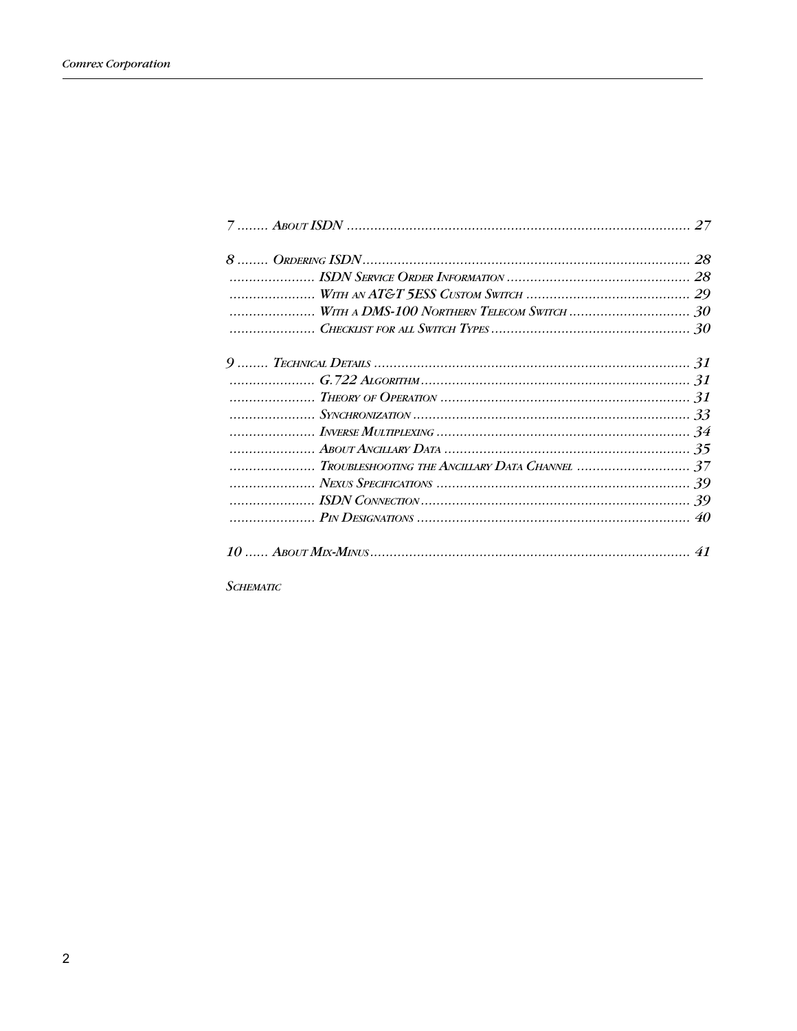7 ........ About ISDN ........................................................................................ 27

8 ........ Ordering ISDN .................................................................................... 28
...................... ISDN Service Order Information ............................................... 28
...................... With an AT&T 5ESS Custom Switch .......................................... 29
...................... With a DMS-100 Northern Telecom Switch ............................... 30
...................... Checklist for all Switch Types ................................................... 30

9 ........ Technical Details ................................................................................. 31
...................... G.722 Algorithm ..................................................................... 31
...................... Theory of Operation ................................................................ 31
...................... Synchronization ....................................................................... 33
...................... Inverse Multiplexing ................................................................. 34
...................... About Ancillary Data ............................................................... 35
...................... Troubleshooting the Ancillary Data Channel ............................. 37
...................... Nexus Specifications ................................................................ 39
...................... ISDN Connection ..................................................................... 39
...................... Pin Designations ...................................................................... 40

10 ...... About Mix-Minus ................................................................................. 41

Schematic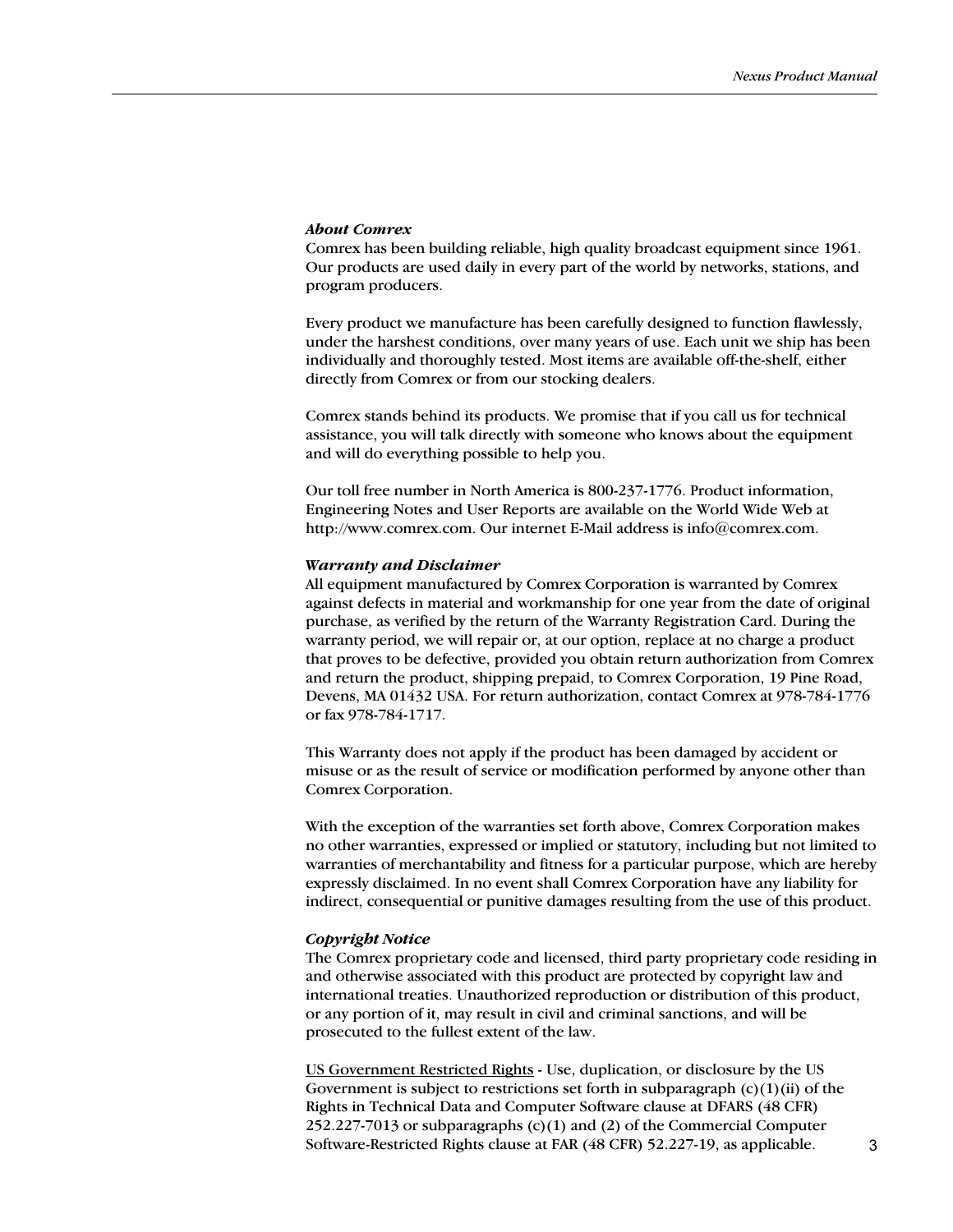### *About Comrex*

Comrex has been building reliable, high quality broadcast equipment since 1961. Our products are used daily in every part of the world by networks, stations, and program producers.

Every product we manufacture has been carefully designed to function flawlessly, under the harshest conditions, over many years of use. Each unit we ship has been individually and thoroughly tested. Most items are available off-the-shelf, either directly from Comrex or from our stocking dealers.

Comrex stands behind its products. We promise that if you call us for technical assistance, you will talk directly with someone who knows about the equipment and will do everything possible to help you.

Our toll free number in North America is 800-237-1776. Product information, Engineering Notes and User Reports are available on the World Wide Web at http://www.comrex.com. Our internet E-Mail address is info@comrex.com.

### *Warranty and Disclaimer*

All equipment manufactured by Comrex Corporation is warranted by Comrex against defects in material and workmanship for one year from the date of original purchase, as verified by the return of the Warranty Registration Card. During the warranty period, we will repair or, at our option, replace at no charge a product that proves to be defective, provided you obtain return authorization from Comrex and return the product, shipping prepaid, to Comrex Corporation, 19 Pine Road, Devens, MA 01432 USA. For return authorization, contact Comrex at 978-784-1776 or fax 978-784-1717.

This Warranty does not apply if the product has been damaged by accident or misuse or as the result of service or modification performed by anyone other than Comrex Corporation.

With the exception of the warranties set forth above, Comrex Corporation makes no other warranties, expressed or implied or statutory, including but not limited to warranties of merchantability and fitness for a particular purpose, which are hereby expressly disclaimed. In no event shall Comrex Corporation have any liability for indirect, consequential or punitive damages resulting from the use of this product.

### *Copyright Notice*

The Comrex proprietary code and licensed, third party proprietary code residing in and otherwise associated with this product are protected by copyright law and international treaties. Unauthorized reproduction or distribution of this product, or any portion of it, may result in civil and criminal sanctions, and will be prosecuted to the fullest extent of the law.

US Government Restricted Rights - Use, duplication, or disclosure by the US Government is subject to restrictions set forth in subparagraph (c)(1)(ii) of the Rights in Technical Data and Computer Software clause at DFARS (48 CFR) 252.227-7013 or subparagraphs (c)(1) and (2) of the Commercial Computer Software-Restricted Rights clause at FAR (48 CFR) 52.227-19, as applicable.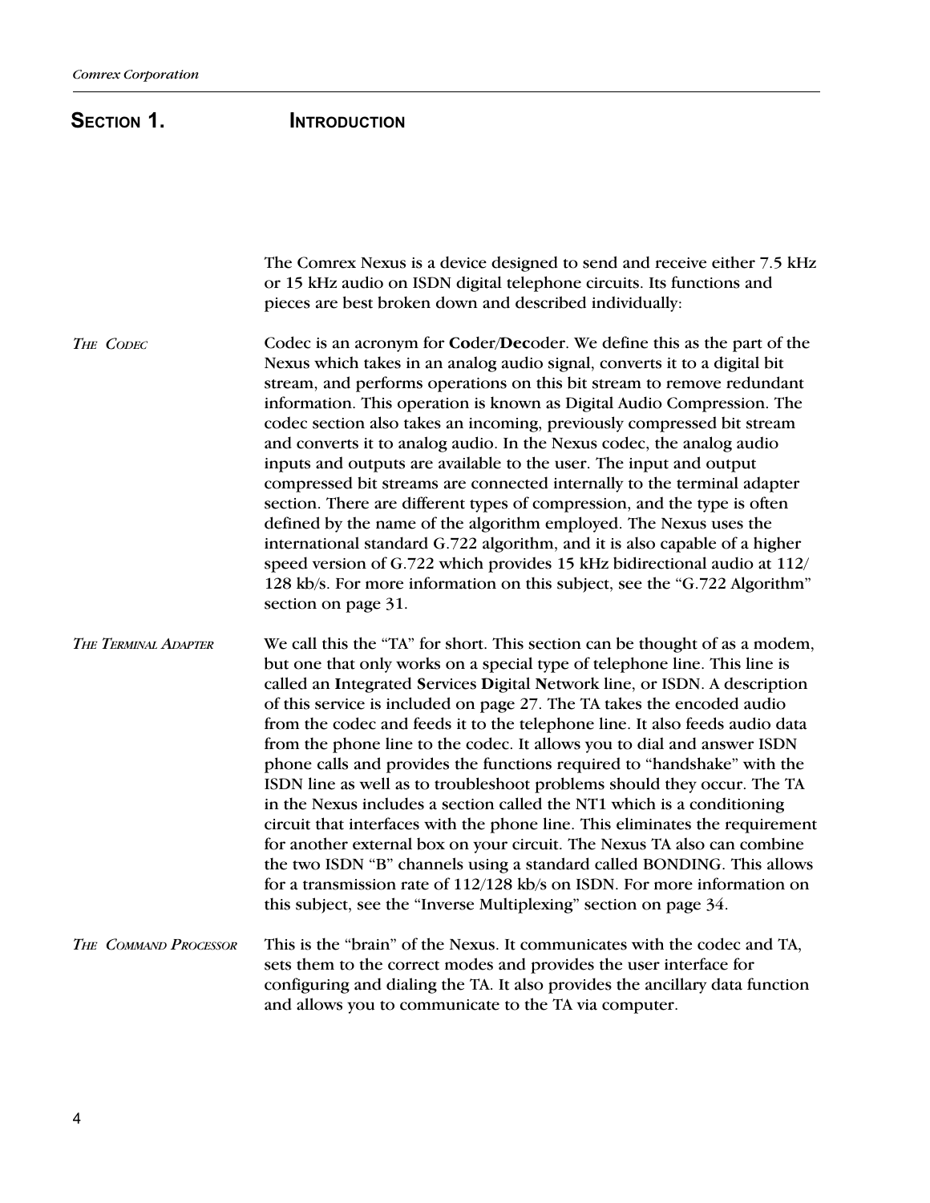# SECTION 1. INTRODUCTION

The Comrex Nexus is a device designed to send and receive either 7.5 kHz or 15 kHz audio on ISDN digital telephone circuits. Its functions and pieces are best broken down and described individually:

### *THE CODEC*

Codec is an acronym for **Co**der/**Dec**oder. We define this as the part of the Nexus which takes in an analog audio signal, converts it to a digital bit stream, and performs operations on this bit stream to remove redundant information. This operation is known as Digital Audio Compression. The codec section also takes an incoming, previously compressed bit stream and converts it to analog audio. In the Nexus codec, the analog audio inputs and outputs are available to the user. The input and output compressed bit streams are connected internally to the terminal adapter section. There are different types of compression, and the type is often defined by the name of the algorithm employed. The Nexus uses the international standard G.722 algorithm, and it is also capable of a higher speed version of G.722 which provides 15 kHz bidirectional audio at 112/128 kb/s. For more information on this subject, see the "G.722 Algorithm" section on page 31.

### *THE TERMINAL ADAPTER*

We call this the "TA" for short. This section can be thought of as a modem, but one that only works on a special type of telephone line. This line is called an **I**ntegrated **S**ervices **D**igital **N**etwork line, or ISDN. A description of this service is included on page 27. The TA takes the encoded audio from the codec and feeds it to the telephone line. It also feeds audio data from the phone line to the codec. It allows you to dial and answer ISDN phone calls and provides the functions required to "handshake" with the ISDN line as well as to troubleshoot problems should they occur. The TA in the Nexus includes a section called the NT1 which is a conditioning circuit that interfaces with the phone line. This eliminates the requirement for another external box on your circuit. The Nexus TA also can combine the two ISDN "B" channels using a standard called BONDING. This allows for a transmission rate of 112/128 kb/s on ISDN. For more information on this subject, see the "Inverse Multiplexing" section on page 34.

### *THE COMMAND PROCESSOR*

This is the "brain" of the Nexus. It communicates with the codec and TA, sets them to the correct modes and provides the user interface for configuring and dialing the TA. It also provides the ancillary data function and allows you to communicate to the TA via computer.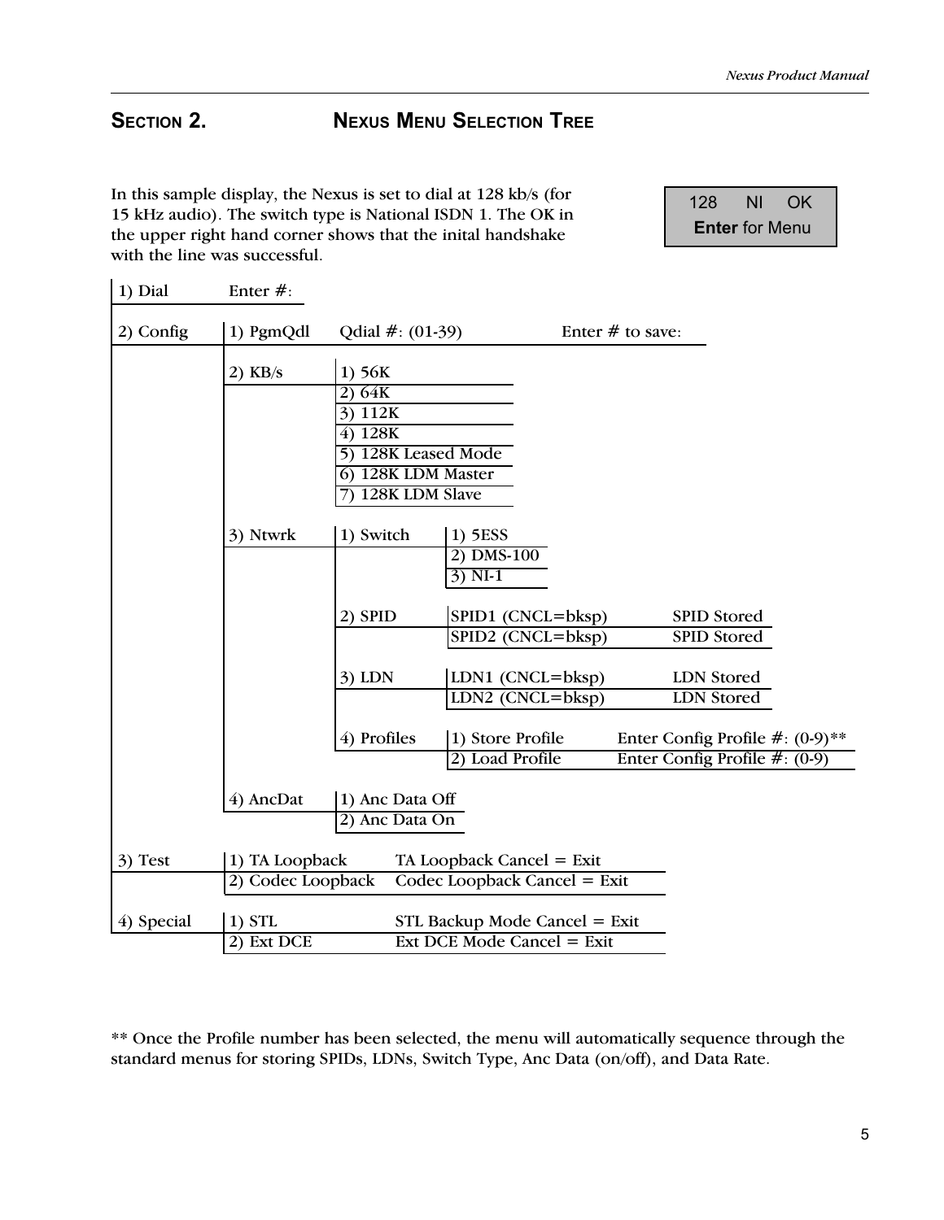## Section 2. Nexus Menu Selection Tree

In this sample display, the Nexus is set to dial at 128 kb/s (for 15 kHz audio). The switch type is National ISDN 1. The OK in the upper right hand corner shows that the inital handshake with the line was successful.

```
128     NI     OK
Enter for Menu
```

- 1) Dial
  - Enter #:
- 2) Config
  - 1) PgmQdl
    - Qdial #: (01-39) — Enter # to save:
  - 2) KB/s
    - 1) 56K
    - 2) 64K
    - 3) 112K
    - 4) 128K
    - 5) 128K Leased Mode
    - 6) 128K LDM Master
    - 7) 128K LDM Slave
  - 3) Ntwrk
    - 1) Switch
      - 1) 5ESS
      - 2) DMS-100
      - 3) NI-1
    - 2) SPID
      - SPID1 (CNCL=bksp) — SPID Stored
      - SPID2 (CNCL=bksp) — SPID Stored
    - 3) LDN
      - LDN1 (CNCL=bksp) — LDN Stored
      - LDN2 (CNCL=bksp) — LDN Stored
    - 4) Profiles
      - 1) Store Profile — Enter Config Profile #: (0-9)**
      - 2) Load Profile — Enter Config Profile #: (0-9)
  - 4) AncDat
    - 1) Anc Data Off
    - 2) Anc Data On
- 3) Test
  - 1) TA Loopback — TA Loopback Cancel = Exit
  - 2) Codec Loopback — Codec Loopback Cancel = Exit
- 4) Special
  - 1) STL — STL Backup Mode Cancel = Exit
  - 2) Ext DCE — Ext DCE Mode Cancel = Exit

** Once the Profile number has been selected, the menu will automatically sequence through the standard menus for storing SPIDs, LDNs, Switch Type, Anc Data (on/off), and Data Rate.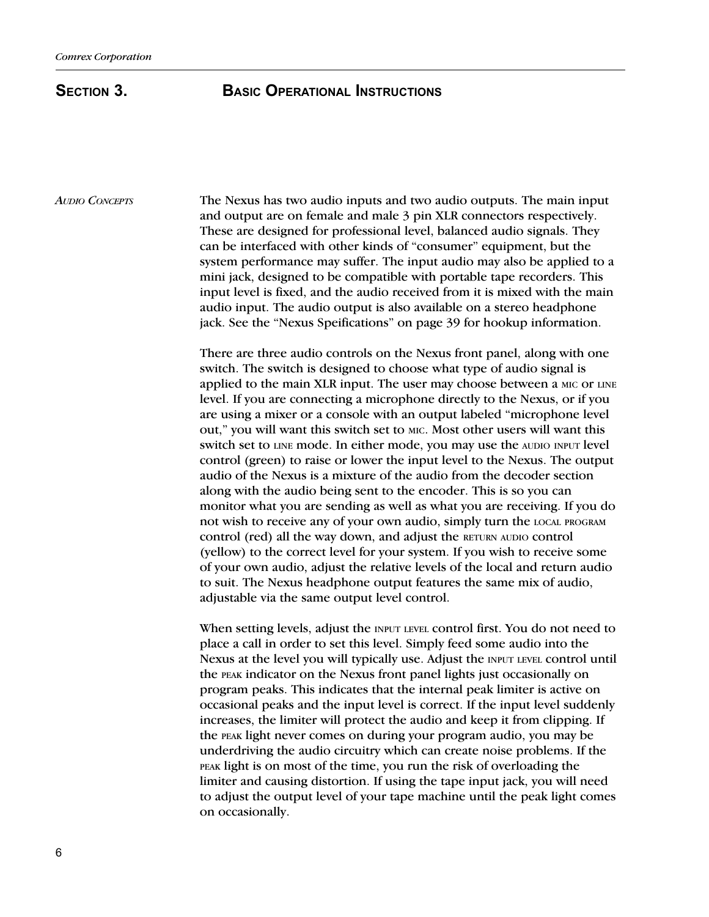# SECTION 3. BASIC OPERATIONAL INSTRUCTIONS

*AUDIO CONCEPTS*

The Nexus has two audio inputs and two audio outputs. The main input and output are on female and male 3 pin XLR connectors respectively. These are designed for professional level, balanced audio signals. They can be interfaced with other kinds of "consumer" equipment, but the system performance may suffer. The input audio may also be applied to a mini jack, designed to be compatible with portable tape recorders. This input level is fixed, and the audio received from it is mixed with the main audio input. The audio output is also available on a stereo headphone jack. See the "Nexus Speifications" on page 39 for hookup information.

There are three audio controls on the Nexus front panel, along with one switch. The switch is designed to choose what type of audio signal is applied to the main XLR input. The user may choose between a MIC or LINE level. If you are connecting a microphone directly to the Nexus, or if you are using a mixer or a console with an output labeled "microphone level out," you will want this switch set to MIC. Most other users will want this switch set to LINE mode. In either mode, you may use the AUDIO INPUT level control (green) to raise or lower the input level to the Nexus. The output audio of the Nexus is a mixture of the audio from the decoder section along with the audio being sent to the encoder. This is so you can monitor what you are sending as well as what you are receiving. If you do not wish to receive any of your own audio, simply turn the LOCAL PROGRAM control (red) all the way down, and adjust the RETURN AUDIO control (yellow) to the correct level for your system. If you wish to receive some of your own audio, adjust the relative levels of the local and return audio to suit. The Nexus headphone output features the same mix of audio, adjustable via the same output level control.

When setting levels, adjust the INPUT LEVEL control first. You do not need to place a call in order to set this level. Simply feed some audio into the Nexus at the level you will typically use. Adjust the INPUT LEVEL control until the PEAK indicator on the Nexus front panel lights just occasionally on program peaks. This indicates that the internal peak limiter is active on occasional peaks and the input level is correct. If the input level suddenly increases, the limiter will protect the audio and keep it from clipping. If the PEAK light never comes on during your program audio, you may be underdriving the audio circuitry which can create noise problems. If the PEAK light is on most of the time, you run the risk of overloading the limiter and causing distortion. If using the tape input jack, you will need to adjust the output level of your tape machine until the peak light comes on occasionally.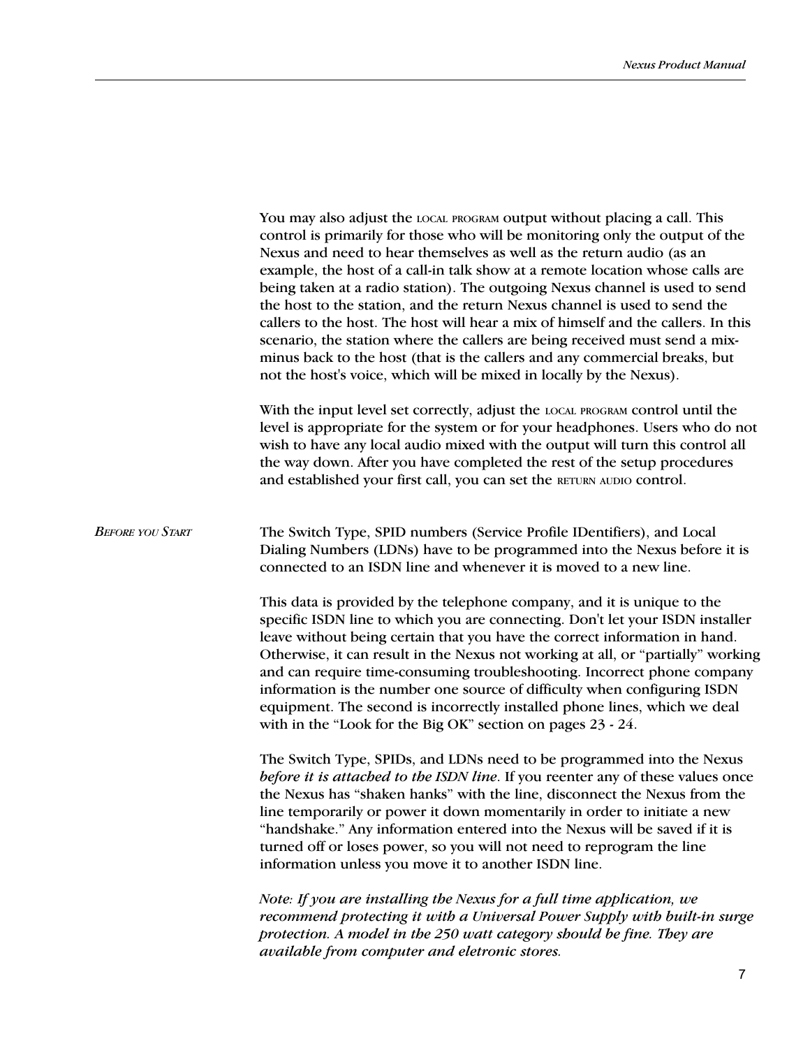You may also adjust the LOCAL PROGRAM output without placing a call. This control is primarily for those who will be monitoring only the output of the Nexus and need to hear themselves as well as the return audio (as an example, the host of a call-in talk show at a remote location whose calls are being taken at a radio station). The outgoing Nexus channel is used to send the host to the station, and the return Nexus channel is used to send the callers to the host. The host will hear a mix of himself and the callers. In this scenario, the station where the callers are being received must send a mix-minus back to the host (that is the callers and any commercial breaks, but not the host's voice, which will be mixed in locally by the Nexus).

With the input level set correctly, adjust the LOCAL PROGRAM control until the level is appropriate for the system or for your headphones. Users who do not wish to have any local audio mixed with the output will turn this control all the way down. After you have completed the rest of the setup procedures and established your first call, you can set the RETURN AUDIO control.

### *Before you Start*

The Switch Type, SPID numbers (Service Profile IDentifiers), and Local Dialing Numbers (LDNs) have to be programmed into the Nexus before it is connected to an ISDN line and whenever it is moved to a new line.

This data is provided by the telephone company, and it is unique to the specific ISDN line to which you are connecting. Don't let your ISDN installer leave without being certain that you have the correct information in hand. Otherwise, it can result in the Nexus not working at all, or "partially" working and can require time-consuming troubleshooting. Incorrect phone company information is the number one source of difficulty when configuring ISDN equipment. The second is incorrectly installed phone lines, which we deal with in the "Look for the Big OK" section on pages 23 - 24.

The Switch Type, SPIDs, and LDNs need to be programmed into the Nexus *before it is attached to the ISDN line*. If you reenter any of these values once the Nexus has "shaken hanks" with the line, disconnect the Nexus from the line temporarily or power it down momentarily in order to initiate a new "handshake." Any information entered into the Nexus will be saved if it is turned off or loses power, so you will not need to reprogram the line information unless you move it to another ISDN line.

*Note: If you are installing the Nexus for a full time application, we recommend protecting it with a Universal Power Supply with built-in surge protection. A model in the 250 watt category should be fine. They are available from computer and eletronic stores.*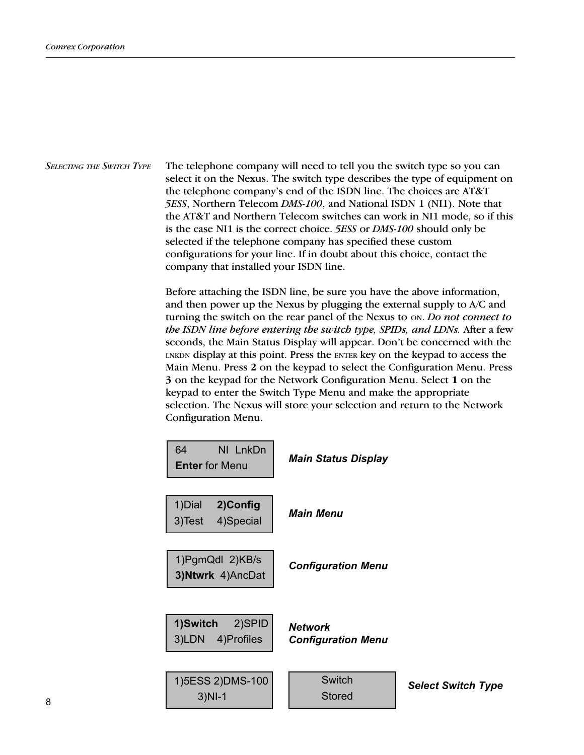## Selecting the Switch Type

The telephone company will need to tell you the switch type so you can select it on the Nexus. The switch type describes the type of equipment on the telephone company's end of the ISDN line. The choices are AT&T *5ESS*, Northern Telecom *DMS-100*, and National ISDN 1 (NI1). Note that the AT&T and Northern Telecom switches can work in NI1 mode, so if this is the case NI1 is the correct choice. *5ESS* or *DMS-100* should only be selected if the telephone company has specified these custom configurations for your line. If in doubt about this choice, contact the company that installed your ISDN line.

Before attaching the ISDN line, be sure you have the above information, and then power up the Nexus by plugging the external supply to A/C and turning the switch on the rear panel of the Nexus to ON. *Do not connect to the ISDN line before entering the switch type, SPIDs, and LDNs.* After a few seconds, the Main Status Display will appear. Don't be concerned with the LNKDN display at this point. Press the ENTER key on the keypad to access the Main Menu. Press **2** on the keypad to select the Configuration Menu. Press **3** on the keypad for the Network Configuration Menu. Select **1** on the keypad to enter the Switch Type Menu and make the appropriate selection. The Nexus will store your selection and return to the Network Configuration Menu.

```
64          NI  LnkDn
Enter for Menu
```

***Main Status Display***

```
1)Dial    2)Config
3)Test    4)Special
```

***Main Menu***

```
1)PgmQdl  2)KB/s
3)Ntwrk  4)AncDat
```

***Configuration Menu***

```
1)Switch     2)SPID
3)LDN    4)Profiles
```

***Network Configuration Menu***

```
1)5ESS 2)DMS-100
     3)NI-1
```

```
Switch
Stored
```

***Select Switch Type***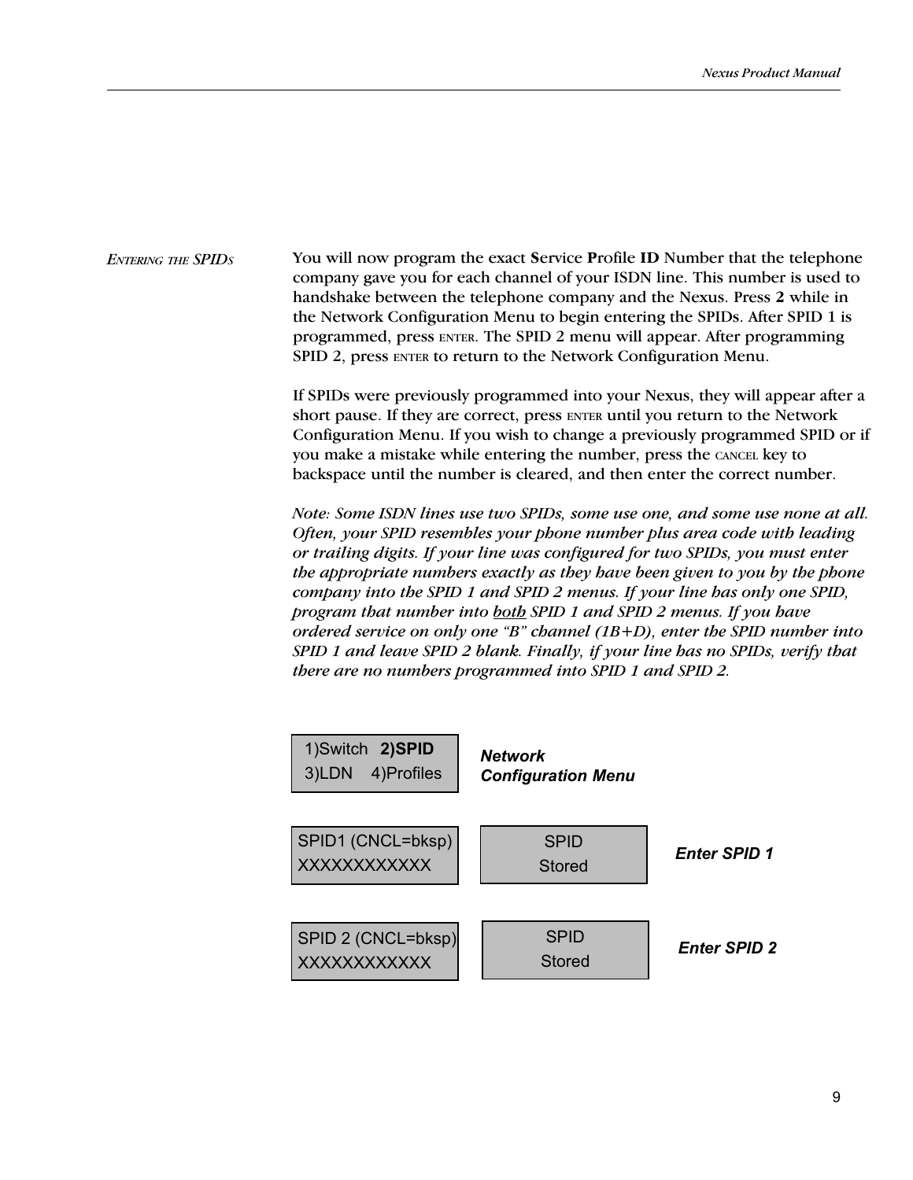## *Entering the SPIDs*

You will now program the exact **S**ervice **P**rofile **ID** Number that the telephone company gave you for each channel of your ISDN line. This number is used to handshake between the telephone company and the Nexus. Press **2** while in the Network Configuration Menu to begin entering the SPIDs. After SPID 1 is programmed, press ENTER. The SPID 2 menu will appear. After programming SPID 2, press ENTER to return to the Network Configuration Menu.

If SPIDs were previously programmed into your Nexus, they will appear after a short pause. If they are correct, press ENTER until you return to the Network Configuration Menu. If you wish to change a previously programmed SPID or if you make a mistake while entering the number, press the CANCEL key to backspace until the number is cleared, and then enter the correct number.

*Note: Some ISDN lines use two SPIDs, some use one, and some use none at all. Often, your SPID resembles your phone number plus area code with leading or trailing digits. If your line was configured for two SPIDs, you must enter the appropriate numbers exactly as they have been given to you by the phone company into the SPID 1 and SPID 2 menus. If your line has only one SPID, program that number into <u>both</u> SPID 1 and SPID 2 menus. If you have ordered service on only one "B" channel (1B+D), enter the SPID number into SPID 1 and leave SPID 2 blank. Finally, if your line has no SPIDs, verify that there are no numbers programmed into SPID 1 and SPID 2.*

```
1)Switch  2)SPID
3)LDN    4)Profiles
```

***Network Configuration Menu***

```
SPID1 (CNCL=bksp)
XXXXXXXXXXXX
```

```
SPID
Stored
```

***Enter SPID 1***

```
SPID 2 (CNCL=bksp)
XXXXXXXXXXXX
```

```
SPID
Stored
```

***Enter SPID 2***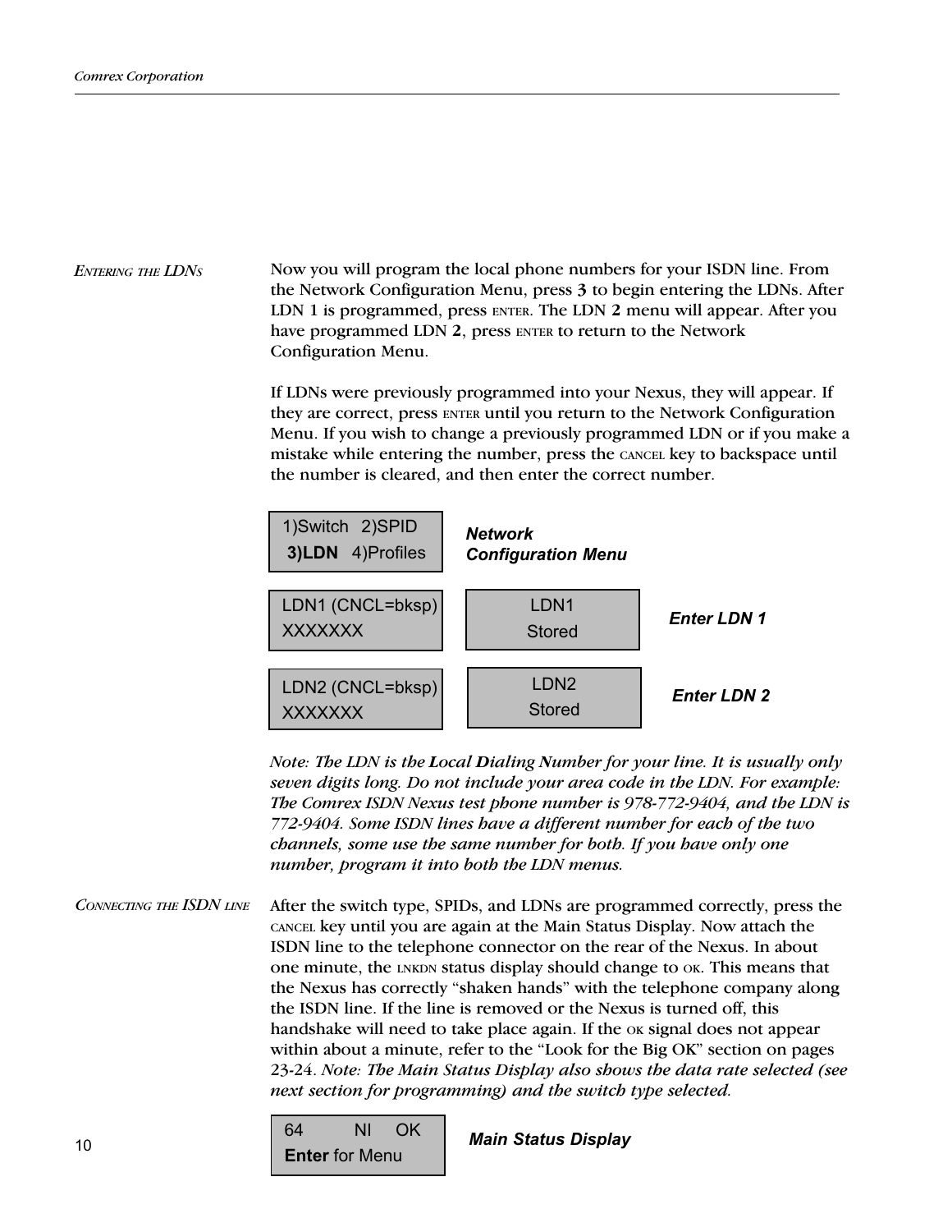### *Entering the LDNs*

Now you will program the local phone numbers for your ISDN line. From the Network Configuration Menu, press **3** to begin entering the LDNs. After LDN 1 is programmed, press ENTER. The LDN **2** menu will appear. After you have programmed LDN **2**, press ENTER to return to the Network Configuration Menu.

If LDNs were previously programmed into your Nexus, they will appear. If they are correct, press ENTER until you return to the Network Configuration Menu. If you wish to change a previously programmed LDN or if you make a mistake while entering the number, press the CANCEL key to backspace until the number is cleared, and then enter the correct number.

```
1)Switch   2)SPID
 3)LDN   4)Profiles
```

***Network Configuration Menu***

```
LDN1 (CNCL=bksp)        LDN1
XXXXXXX                 Stored
```

***Enter LDN 1***

```
LDN2 (CNCL=bksp)        LDN2
XXXXXXX                 Stored
```

***Enter LDN 2***

*Note: The LDN is the **L**ocal **D**ialing **N**umber for your line. It is usually only seven digits long. Do not include your area code in the LDN. For example: The Comrex ISDN Nexus test phone number is 978-772-9404, and the LDN is 772-9404. Some ISDN lines have a different number for each of the two channels, some use the same number for both. If you have only one number, program it into both the LDN menus.*

### *Connecting the ISDN line*

After the switch type, SPIDs, and LDNs are programmed correctly, press the CANCEL key until you are again at the Main Status Display. Now attach the ISDN line to the telephone connector on the rear of the Nexus. In about one minute, the LNKDN status display should change to OK. This means that the Nexus has correctly "shaken hands" with the telephone company along the ISDN line. If the line is removed or the Nexus is turned off, this handshake will need to take place again. If the OK signal does not appear within about a minute, refer to the "Look for the Big OK" section on pages 23-24. *Note: The Main Status Display also shows the data rate selected (see next section for programming) and the switch type selected.*

```
64        NI    OK
Enter for Menu
```

***Main Status Display***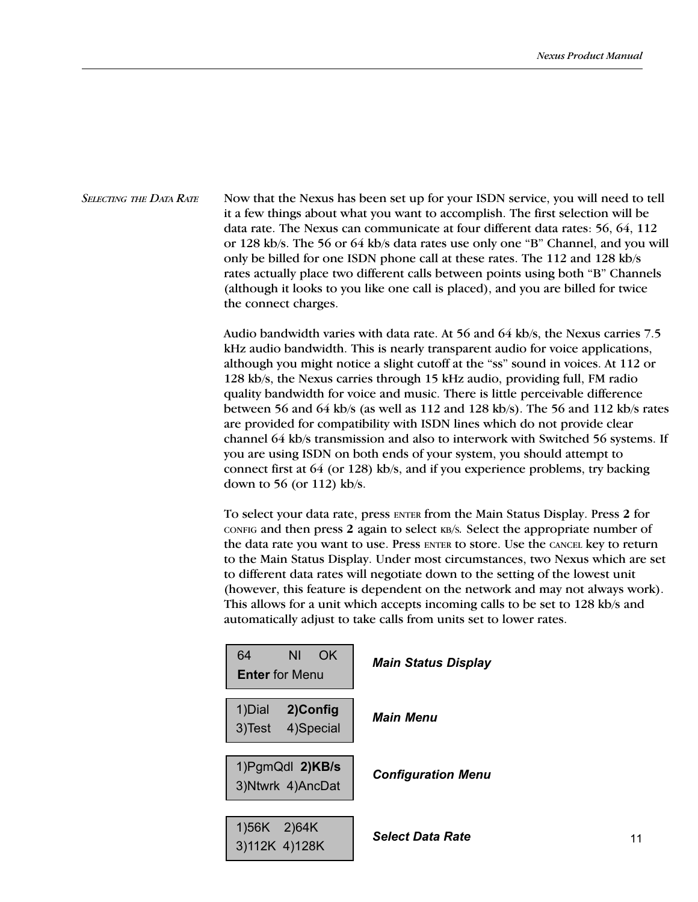## Selecting the Data Rate

Now that the Nexus has been set up for your ISDN service, you will need to tell it a few things about what you want to accomplish. The first selection will be data rate. The Nexus can communicate at four different data rates: 56, 64, 112 or 128 kb/s. The 56 or 64 kb/s data rates use only one “B” Channel, and you will only be billed for one ISDN phone call at these rates. The 112 and 128 kb/s rates actually place two different calls between points using both “B” Channels (although it looks to you like one call is placed), and you are billed for twice the connect charges.

Audio bandwidth varies with data rate. At 56 and 64 kb/s, the Nexus carries 7.5 kHz audio bandwidth. This is nearly transparent audio for voice applications, although you might notice a slight cutoff at the “ss” sound in voices. At 112 or 128 kb/s, the Nexus carries through 15 kHz audio, providing full, FM radio quality bandwidth for voice and music. There is little perceivable difference between 56 and 64 kb/s (as well as 112 and 128 kb/s). The 56 and 112 kb/s rates are provided for compatibility with ISDN lines which do not provide clear channel 64 kb/s transmission and also to interwork with Switched 56 systems. If you are using ISDN on both ends of your system, you should attempt to connect first at 64 (or 128) kb/s, and if you experience problems, try backing down to 56 (or 112) kb/s.

To select your data rate, press ENTER from the Main Status Display. Press **2** for CONFIG and then press **2** again to select KB/S. Select the appropriate number of the data rate you want to use. Press ENTER to store. Use the CANCEL key to return to the Main Status Display. Under most circumstances, two Nexus which are set to different data rates will negotiate down to the setting of the lowest unit (however, this feature is dependent on the network and may not always work). This allows for a unit which accepts incoming calls to be set to 128 kb/s and automatically adjust to take calls from units set to lower rates.

```
64        NI    OK
Enter for Menu
```
***Main Status Display***

```
1)Dial    2)Config
3)Test    4)Special
```
***Main Menu***

```
1)PgmQdl  2)KB/s
3)Ntwrk  4)AncDat
```
***Configuration Menu***

```
1)56K    2)64K
3)112K  4)128K
```
***Select Data Rate***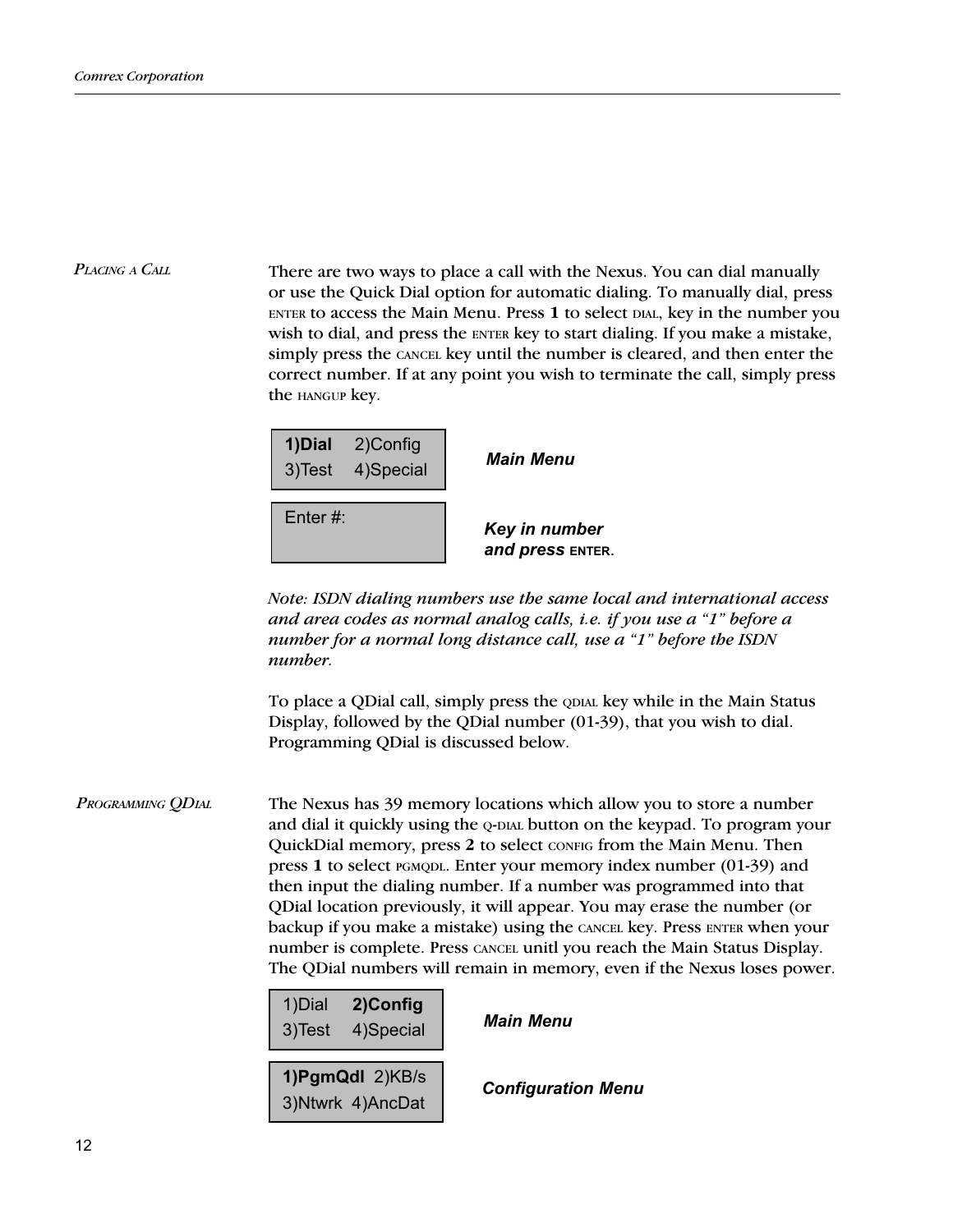## *Placing a Call*

There are two ways to place a call with the Nexus. You can dial manually or use the Quick Dial option for automatic dialing. To manually dial, press ENTER to access the Main Menu. Press **1** to select DIAL, key in the number you wish to dial, and press the ENTER key to start dialing. If you make a mistake, simply press the CANCEL key until the number is cleared, and then enter the correct number. If at any point you wish to terminate the call, simply press the HANGUP key.

```
1)Dial   2)Config
3)Test   4)Special
```

***Main Menu***

```
Enter #:
```

***Key in number and press ENTER.***

*Note: ISDN dialing numbers use the same local and international access and area codes as normal analog calls, i.e. if you use a "1" before a number for a normal long distance call, use a "1" before the ISDN number.*

To place a QDial call, simply press the QDIAL key while in the Main Status Display, followed by the QDial number (01-39), that you wish to dial. Programming QDial is discussed below.

## *Programming QDial*

The Nexus has 39 memory locations which allow you to store a number and dial it quickly using the Q-DIAL button on the keypad. To program your QuickDial memory, press **2** to select CONFIG from the Main Menu. Then press **1** to select PGMQDL. Enter your memory index number (01-39) and then input the dialing number. If a number was programmed into that QDial location previously, it will appear. You may erase the number (or backup if you make a mistake) using the CANCEL key. Press ENTER when your number is complete. Press CANCEL unitl you reach the Main Status Display. The QDial numbers will remain in memory, even if the Nexus loses power.

```
1)Dial   2)Config
3)Test   4)Special
```

***Main Menu***

```
1)PgmQdl  2)KB/s
3)Ntwrk  4)AncDat
```

***Configuration Menu***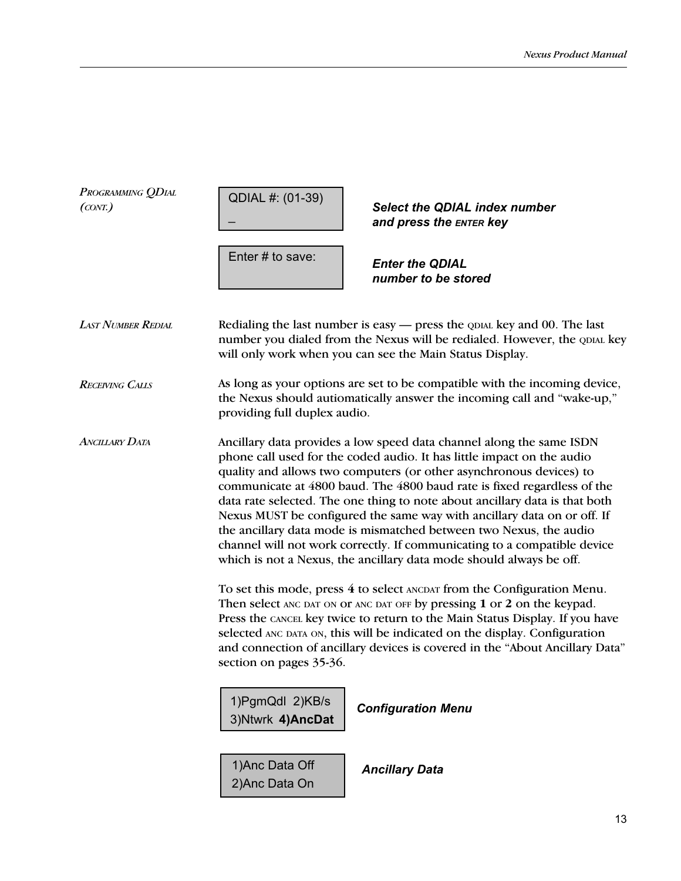## Programming QDial (cont.)

```
QDIAL #: (01-39)
_
```

***Select the QDIAL index number and press the ENTER key***

```
Enter # to save:
```

***Enter the QDIAL number to be stored***

## Last Number Redial

Redialing the last number is easy — press the QDIAL key and 00. The last number you dialed from the Nexus will be redialed. However, the QDIAL key will only work when you can see the Main Status Display.

## Receiving Calls

As long as your options are set to be compatible with the incoming device, the Nexus should autiomatically answer the incoming call and "wake-up," providing full duplex audio.

## Ancillary Data

Ancillary data provides a low speed data channel along the same ISDN phone call used for the coded audio. It has little impact on the audio quality and allows two computers (or other asynchronous devices) to communicate at 4800 baud. The 4800 baud rate is fixed regardless of the data rate selected. The one thing to note about ancillary data is that both Nexus MUST be configured the same way with ancillary data on or off. If the ancillary data mode is mismatched between two Nexus, the audio channel will not work correctly. If communicating to a compatible device which is not a Nexus, the ancillary data mode should always be off.

To set this mode, press **4** to select ANCDAT from the Configuration Menu. Then select ANC DAT ON or ANC DAT OFF by pressing **1** or **2** on the keypad. Press the CANCEL key twice to return to the Main Status Display. If you have selected ANC DATA ON, this will be indicated on the display. Configuration and connection of ancillary devices is covered in the "About Ancillary Data" section on pages 35-36.

```
1)PgmQdl  2)KB/s
3)Ntwrk  4)AncDat
```

***Configuration Menu***

```
1)Anc Data Off
2)Anc Data On
```

***Ancillary Data***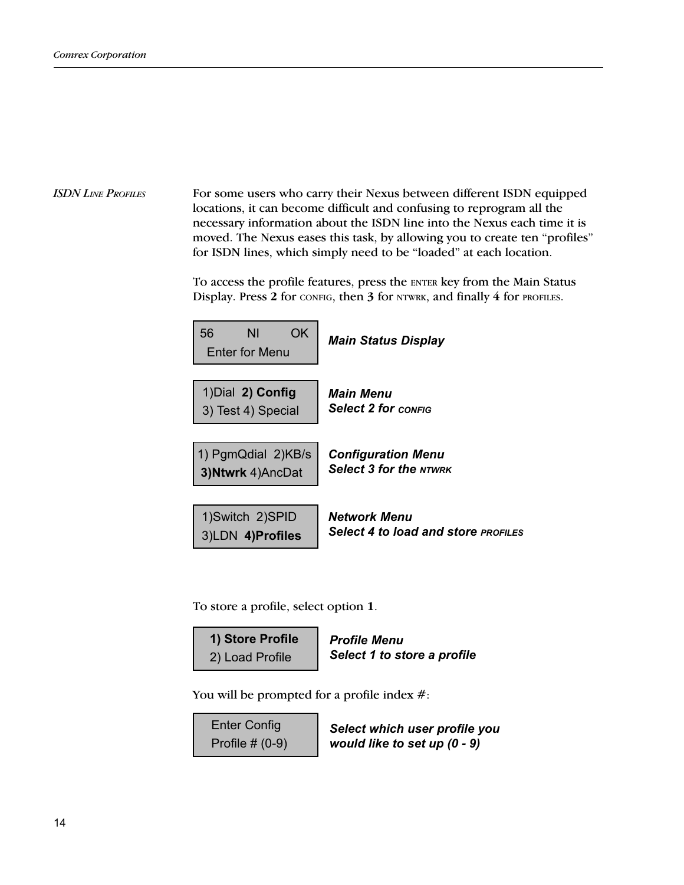## *ISDN Line Profiles*

For some users who carry their Nexus between different ISDN equipped locations, it can become difficult and confusing to reprogram all the necessary information about the ISDN line into the Nexus each time it is moved. The Nexus eases this task, by allowing you to create ten "profiles" for ISDN lines, which simply need to be "loaded" at each location.

To access the profile features, press the ENTER key from the Main Status Display. Press **2** for CONFIG, then **3** for NTWRK, and finally **4** for PROFILES.

```
56        NI       OK
  Enter for Menu
```

***Main Status Display***

```
1)Dial  2) Config
3) Test 4) Special
```

***Main Menu***
***Select 2 for CONFIG***

```
1) PgmQdial  2)KB/s
3)Ntwrk 4)AncDat
```

***Configuration Menu***
***Select 3 for the NTWRK***

```
1)Switch  2)SPID
3)LDN  4)Profiles
```

***Network Menu***
***Select 4 to load and store PROFILES***

To store a profile, select option **1**.

```
1) Store Profile
2) Load Profile
```

***Profile Menu***
***Select 1 to store a profile***

You will be prompted for a profile index #:

```
Enter Config
Profile # (0-9)
```

***Select which user profile you would like to set up (0 - 9)***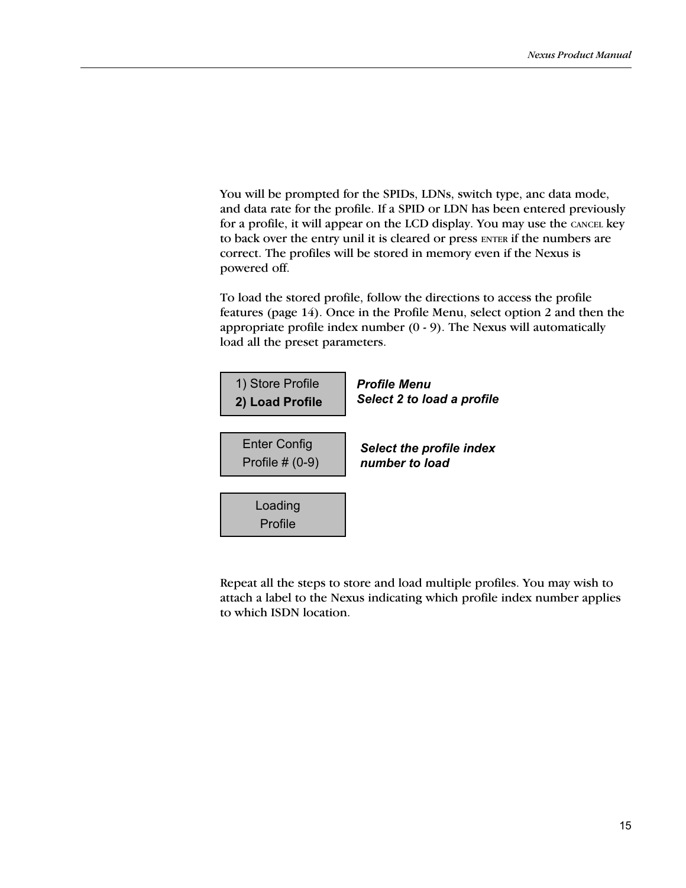You will be prompted for the SPIDs, LDNs, switch type, anc data mode, and data rate for the profile. If a SPID or LDN has been entered previously for a profile, it will appear on the LCD display. You may use the CANCEL key to back over the entry unil it is cleared or press ENTER if the numbers are correct. The profiles will be stored in memory even if the Nexus is powered off.

To load the stored profile, follow the directions to access the profile features (page 14). Once in the Profile Menu, select option 2 and then the appropriate profile index number (0 - 9). The Nexus will automatically load all the preset parameters.

```
1) Store Profile
2) Load Profile
```

***Profile Menu***
***Select 2 to load a profile***

```
Enter Config
Profile # (0-9)
```

***Select the profile index number to load***

```
Loading
Profile
```

Repeat all the steps to store and load multiple profiles. You may wish to attach a label to the Nexus indicating which profile index number applies to which ISDN location.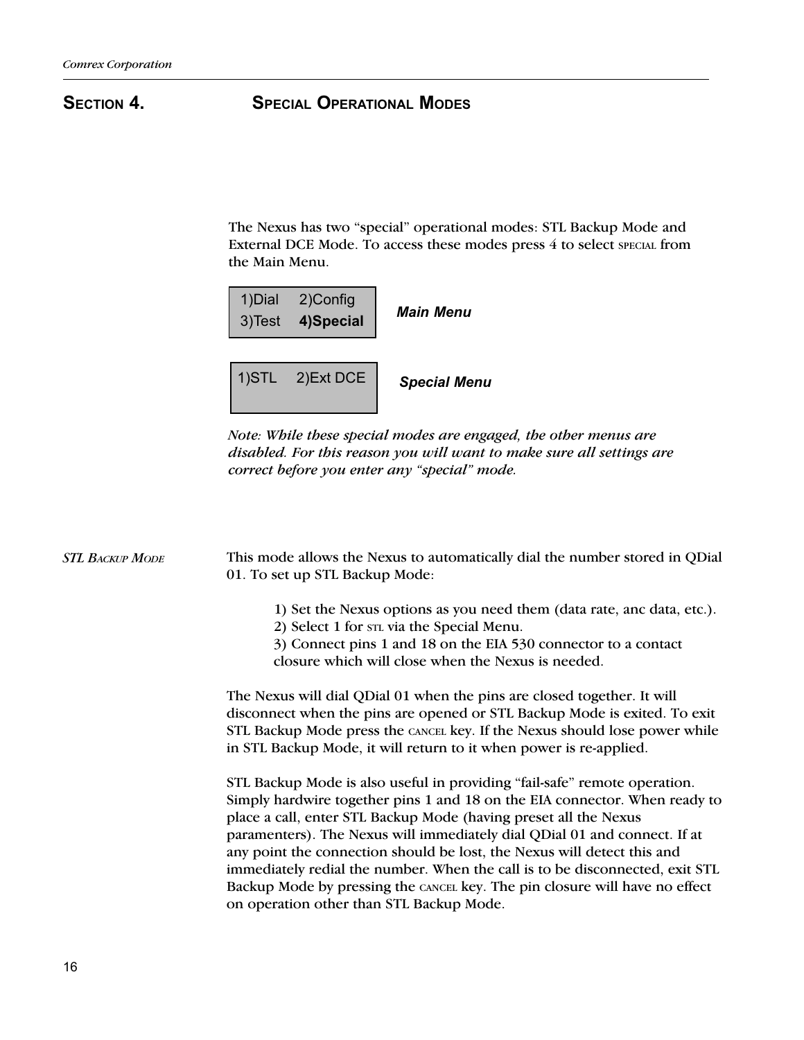# Section 4. Special Operational Modes

The Nexus has two "special" operational modes: STL Backup Mode and External DCE Mode. To access these modes press 4 to select SPECIAL from the Main Menu.

```
1)Dial    2)Config
3)Test    4)Special
```

***Main Menu***

```
1)STL    2)Ext DCE
```

***Special Menu***

*Note: While these special modes are engaged, the other menus are disabled. For this reason you will want to make sure all settings are correct before you enter any "special" mode.*

## *STL Backup Mode*

This mode allows the Nexus to automatically dial the number stored in QDial 01. To set up STL Backup Mode:

1) Set the Nexus options as you need them (data rate, anc data, etc.).
2) Select 1 for STL via the Special Menu.
3) Connect pins 1 and 18 on the EIA 530 connector to a contact closure which will close when the Nexus is needed.

The Nexus will dial QDial 01 when the pins are closed together. It will disconnect when the pins are opened or STL Backup Mode is exited. To exit STL Backup Mode press the CANCEL key. If the Nexus should lose power while in STL Backup Mode, it will return to it when power is re-applied.

STL Backup Mode is also useful in providing "fail-safe" remote operation. Simply hardwire together pins 1 and 18 on the EIA connector. When ready to place a call, enter STL Backup Mode (having preset all the Nexus paramenters). The Nexus will immediately dial QDial 01 and connect. If at any point the connection should be lost, the Nexus will detect this and immediately redial the number. When the call is to be disconnected, exit STL Backup Mode by pressing the CANCEL key. The pin closure will have no effect on operation other than STL Backup Mode.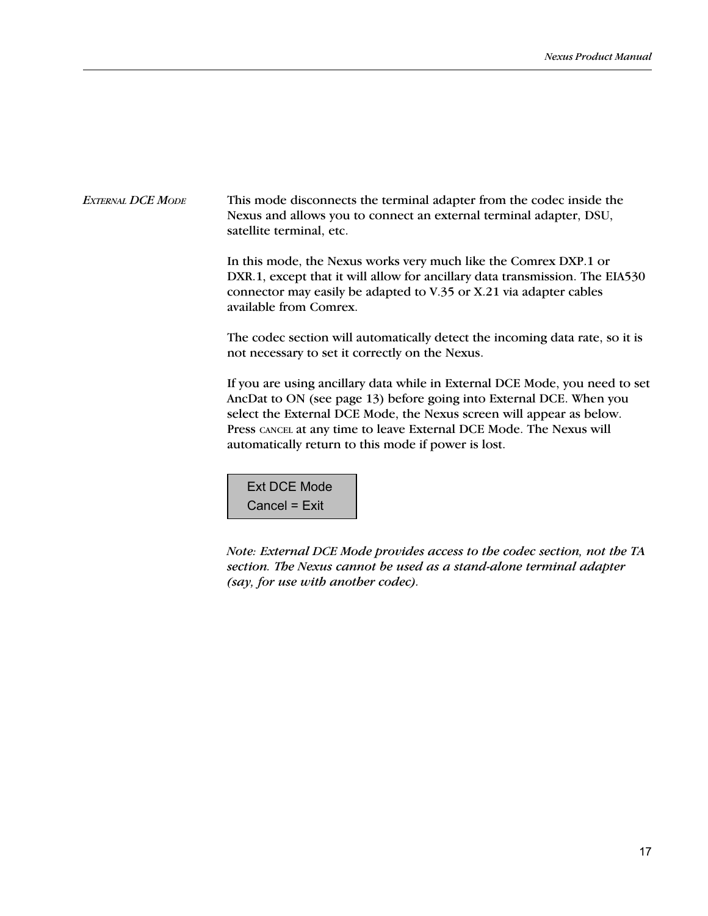### External DCE Mode

This mode disconnects the terminal adapter from the codec inside the Nexus and allows you to connect an external terminal adapter, DSU, satellite terminal, etc.

In this mode, the Nexus works very much like the Comrex DXP.1 or DXR.1, except that it will allow for ancillary data transmission. The EIA530 connector may easily be adapted to V.35 or X.21 via adapter cables available from Comrex.

The codec section will automatically detect the incoming data rate, so it is not necessary to set it correctly on the Nexus.

If you are using ancillary data while in External DCE Mode, you need to set AncDat to ON (see page 13) before going into External DCE. When you select the External DCE Mode, the Nexus screen will appear as below. Press CANCEL at any time to leave External DCE Mode. The Nexus will automatically return to this mode if power is lost.

```
Ext DCE Mode
Cancel = Exit
```

*Note: External DCE Mode provides access to the codec section, not the TA section. The Nexus cannot be used as a stand-alone terminal adapter (say, for use with another codec).*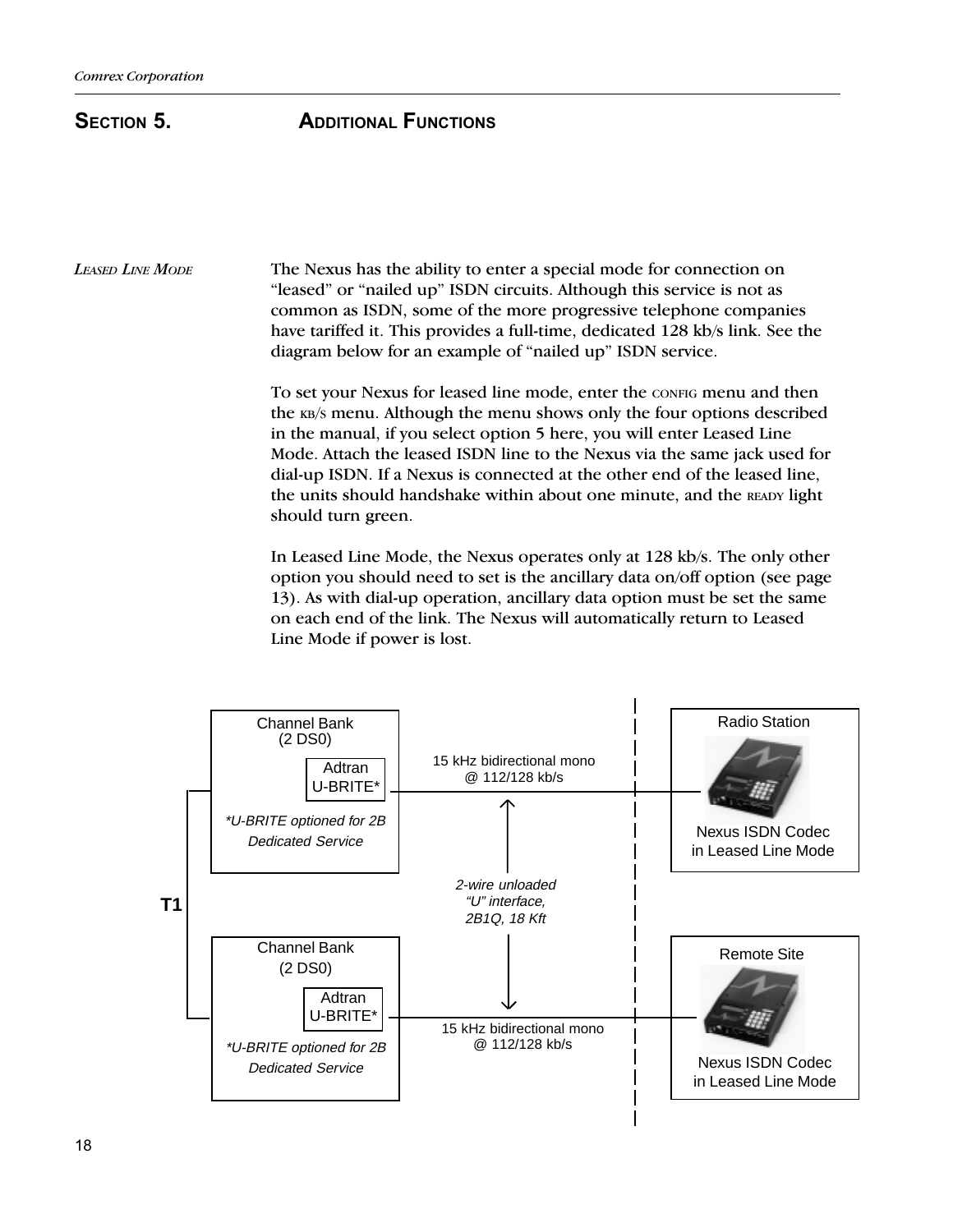# SECTION 5. ADDITIONAL FUNCTIONS

*LEASED LINE MODE*

The Nexus has the ability to enter a special mode for connection on "leased" or "nailed up" ISDN circuits. Although this service is not as common as ISDN, some of the more progressive telephone companies have tariffed it. This provides a full-time, dedicated 128 kb/s link. See the diagram below for an example of "nailed up" ISDN service.

To set your Nexus for leased line mode, enter the CONFIG menu and then the KB/S menu. Although the menu shows only the four options described in the manual, if you select option 5 here, you will enter Leased Line Mode. Attach the leased ISDN line to the Nexus via the same jack used for dial-up ISDN. If a Nexus is connected at the other end of the leased line, the units should handshake within about one minute, and the READY light should turn green.

In Leased Line Mode, the Nexus operates only at 128 kb/s. The only other option you should need to set is the ancillary data on/off option (see page 13). As with dial-up operation, ancillary data option must be set the same on each end of the link. The Nexus will automatically return to Leased Line Mode if power is lost.

T1

Channel Bank (2 DS0)

Adtran U-BRITE*

*U-BRITE optioned for 2B Dedicated Service

15 kHz bidirectional mono @ 112/128 kb/s

Radio Station

Nexus ISDN Codec in Leased Line Mode

2-wire unloaded "U" interface, 2B1Q, 18 Kft

Channel Bank (2 DS0)

Adtran U-BRITE*

*U-BRITE optioned for 2B Dedicated Service

15 kHz bidirectional mono @ 112/128 kb/s

Remote Site

Nexus ISDN Codec in Leased Line Mode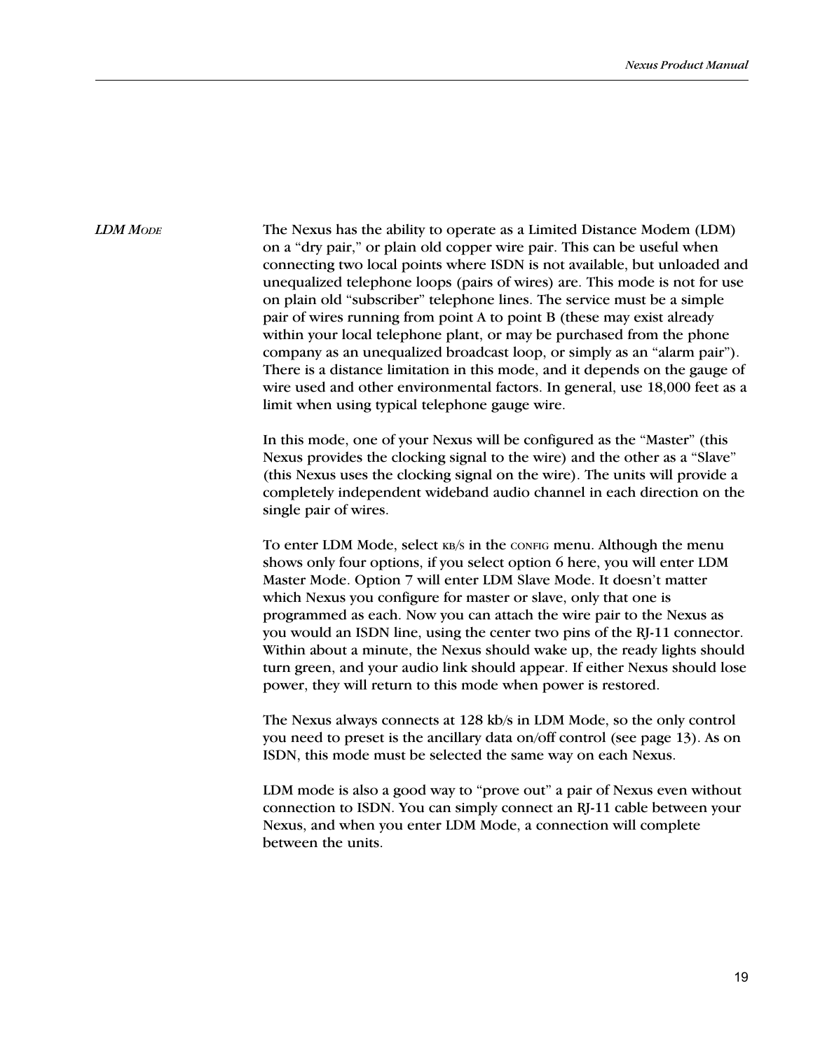## LDM Mode

The Nexus has the ability to operate as a Limited Distance Modem (LDM) on a “dry pair,” or plain old copper wire pair. This can be useful when connecting two local points where ISDN is not available, but unloaded and unequalized telephone loops (pairs of wires) are. This mode is not for use on plain old “subscriber” telephone lines. The service must be a simple pair of wires running from point A to point B (these may exist already within your local telephone plant, or may be purchased from the phone company as an unequalized broadcast loop, or simply as an “alarm pair”). There is a distance limitation in this mode, and it depends on the gauge of wire used and other environmental factors. In general, use 18,000 feet as a limit when using typical telephone gauge wire.

In this mode, one of your Nexus will be configured as the “Master” (this Nexus provides the clocking signal to the wire) and the other as a “Slave” (this Nexus uses the clocking signal on the wire). The units will provide a completely independent wideband audio channel in each direction on the single pair of wires.

To enter LDM Mode, select KB/S in the CONFIG menu. Although the menu shows only four options, if you select option 6 here, you will enter LDM Master Mode. Option 7 will enter LDM Slave Mode. It doesn’t matter which Nexus you configure for master or slave, only that one is programmed as each. Now you can attach the wire pair to the Nexus as you would an ISDN line, using the center two pins of the RJ-11 connector. Within about a minute, the Nexus should wake up, the ready lights should turn green, and your audio link should appear. If either Nexus should lose power, they will return to this mode when power is restored.

The Nexus always connects at 128 kb/s in LDM Mode, so the only control you need to preset is the ancillary data on/off control (see page 13). As on ISDN, this mode must be selected the same way on each Nexus.

LDM mode is also a good way to “prove out” a pair of Nexus even without connection to ISDN. You can simply connect an RJ-11 cable between your Nexus, and when you enter LDM Mode, a connection will complete between the units.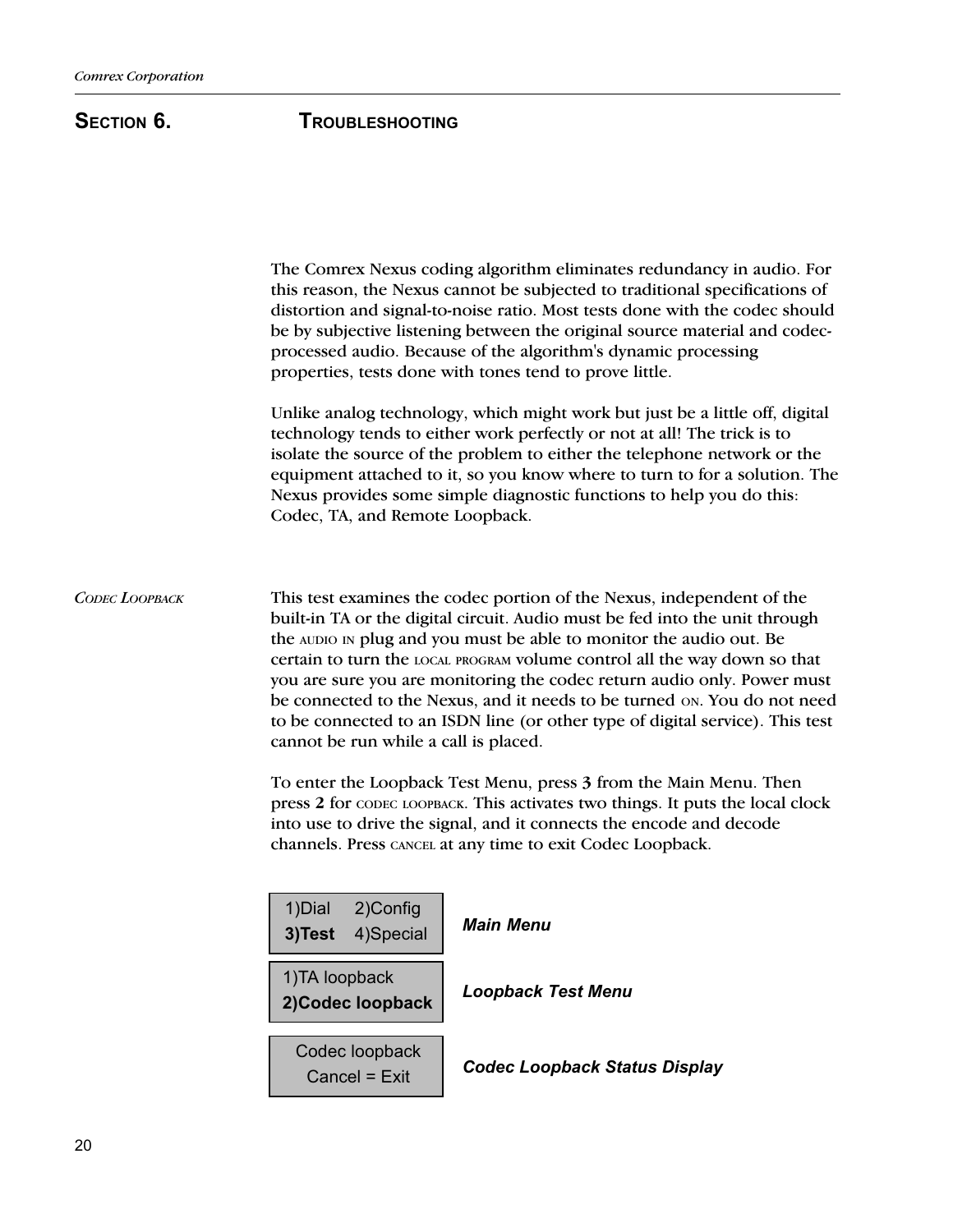# SECTION 6. TROUBLESHOOTING

The Comrex Nexus coding algorithm eliminates redundancy in audio. For this reason, the Nexus cannot be subjected to traditional specifications of distortion and signal-to-noise ratio. Most tests done with the codec should be by subjective listening between the original source material and codec-processed audio. Because of the algorithm's dynamic processing properties, tests done with tones tend to prove little.

Unlike analog technology, which might work but just be a little off, digital technology tends to either work perfectly or not at all! The trick is to isolate the source of the problem to either the telephone network or the equipment attached to it, so you know where to turn to for a solution. The Nexus provides some simple diagnostic functions to help you do this: Codec, TA, and Remote Loopback.

## *CODEC LOOPBACK*

This test examines the codec portion of the Nexus, independent of the built-in TA or the digital circuit. Audio must be fed into the unit through the AUDIO IN plug and you must be able to monitor the audio out. Be certain to turn the LOCAL PROGRAM volume control all the way down so that you are sure you are monitoring the codec return audio only. Power must be connected to the Nexus, and it needs to be turned ON. You do not need to be connected to an ISDN line (or other type of digital service). This test cannot be run while a call is placed.

To enter the Loopback Test Menu, press **3** from the Main Menu. Then press **2** for CODEC LOOPBACK. This activates two things. It puts the local clock into use to drive the signal, and it connects the encode and decode channels. Press CANCEL at any time to exit Codec Loopback.

```
1)Dial    2)Config
3)Test    4)Special
```
***Main Menu***

```
1)TA loopback
2)Codec loopback
```
***Loopback Test Menu***

```
Codec loopback
Cancel = Exit
```
***Codec Loopback Status Display***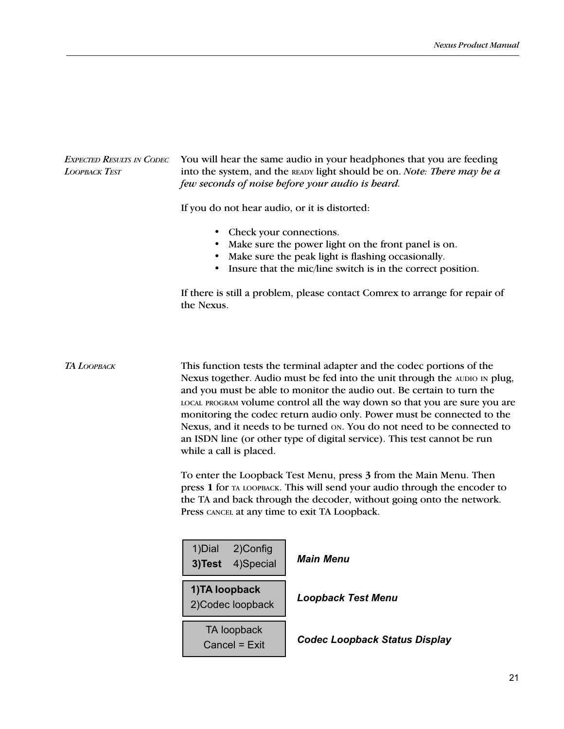### Expected Results in Codec Loopback Test

You will hear the same audio in your headphones that you are feeding into the system, and the READY light should be on. *Note: There may be a few seconds of noise before your audio is heard.*

If you do not hear audio, or it is distorted:

- Check your connections.
- Make sure the power light on the front panel is on.
- Make sure the peak light is flashing occasionally.
- Insure that the mic/line switch is in the correct position.

If there is still a problem, please contact Comrex to arrange for repair of the Nexus.

### TA Loopback

This function tests the terminal adapter and the codec portions of the Nexus together. Audio must be fed into the unit through the AUDIO IN plug, and you must be able to monitor the audio out. Be certain to turn the LOCAL PROGRAM volume control all the way down so that you are sure you are monitoring the codec return audio only. Power must be connected to the Nexus, and it needs to be turned ON. You do not need to be connected to an ISDN line (or other type of digital service). This test cannot be run while a call is placed.

To enter the Loopback Test Menu, press **3** from the Main Menu. Then press **1** for TA LOOPBACK. This will send your audio through the encoder to the TA and back through the decoder, without going onto the network. Press CANCEL at any time to exit TA Loopback.

```
1)Dial     2)Config
3)Test     4)Special
```
***Main Menu***

```
1)TA loopback
2)Codec loopback
```
***Loopback Test Menu***

```
TA loopback
Cancel = Exit
```
***Codec Loopback Status Display***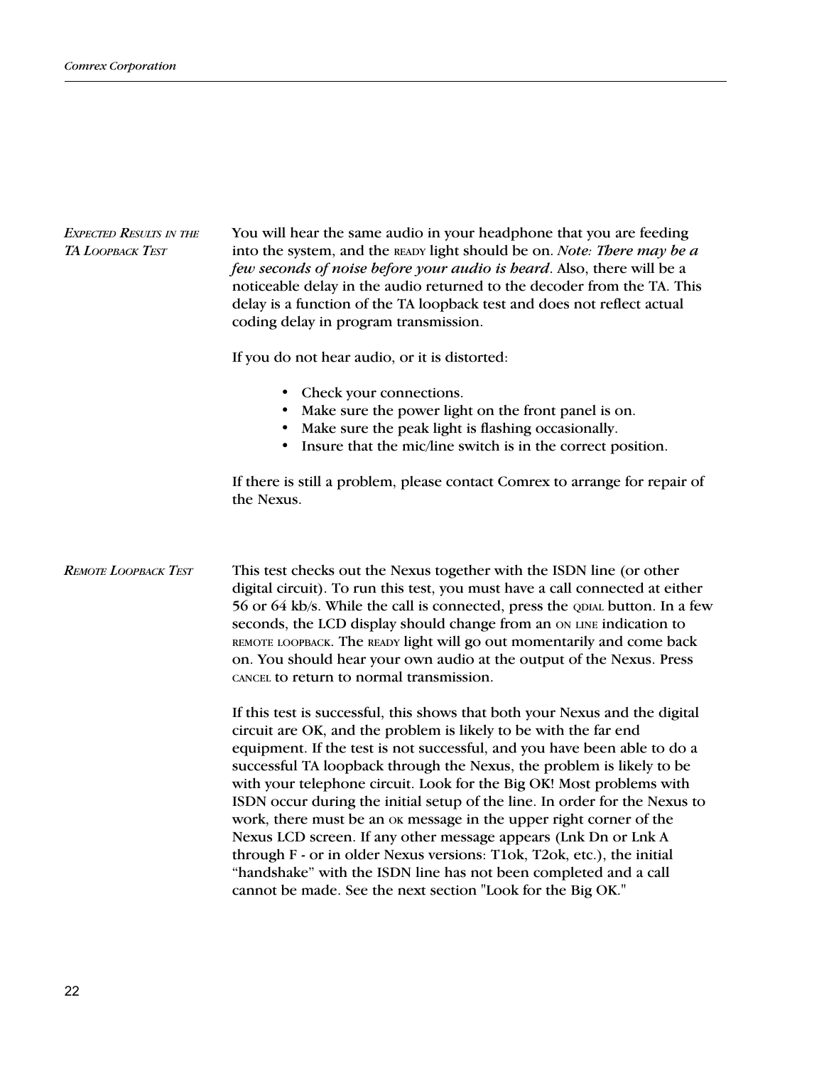### *Expected Results in the TA Loopback Test*

You will hear the same audio in your headphone that you are feeding into the system, and the READY light should be on. *Note: There may be a few seconds of noise before your audio is heard*. Also, there will be a noticeable delay in the audio returned to the decoder from the TA. This delay is a function of the TA loopback test and does not reflect actual coding delay in program transmission.

If you do not hear audio, or it is distorted:

- Check your connections.
- Make sure the power light on the front panel is on.
- Make sure the peak light is flashing occasionally.
- Insure that the mic/line switch is in the correct position.

If there is still a problem, please contact Comrex to arrange for repair of the Nexus.

### *Remote Loopback Test*

This test checks out the Nexus together with the ISDN line (or other digital circuit). To run this test, you must have a call connected at either 56 or 64 kb/s. While the call is connected, press the QDIAL button. In a few seconds, the LCD display should change from an ON LINE indication to REMOTE LOOPBACK. The READY light will go out momentarily and come back on. You should hear your own audio at the output of the Nexus. Press CANCEL to return to normal transmission.

If this test is successful, this shows that both your Nexus and the digital circuit are OK, and the problem is likely to be with the far end equipment. If the test is not successful, and you have been able to do a successful TA loopback through the Nexus, the problem is likely to be with your telephone circuit. Look for the Big OK! Most problems with ISDN occur during the initial setup of the line. In order for the Nexus to work, there must be an OK message in the upper right corner of the Nexus LCD screen. If any other message appears (Lnk Dn or Lnk A through F - or in older Nexus versions: T1ok, T2ok, etc.), the initial “handshake” with the ISDN line has not been completed and a call cannot be made. See the next section "Look for the Big OK."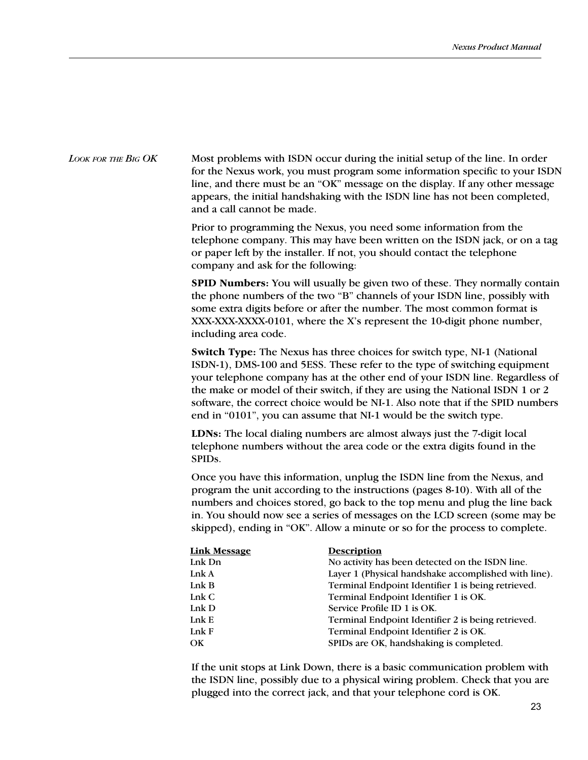## LOOK FOR THE BIG OK

Most problems with ISDN occur during the initial setup of the line. In order for the Nexus work, you must program some information specific to your ISDN line, and there must be an "OK" message on the display. If any other message appears, the initial handshaking with the ISDN line has not been completed, and a call cannot be made.

Prior to programming the Nexus, you need some information from the telephone company. This may have been written on the ISDN jack, or on a tag or paper left by the installer. If not, you should contact the telephone company and ask for the following:

**SPID Numbers:** You will usually be given two of these. They normally contain the phone numbers of the two "B" channels of your ISDN line, possibly with some extra digits before or after the number. The most common format is XXX-XXX-XXXX-0101, where the X's represent the 10-digit phone number, including area code.

**Switch Type:** The Nexus has three choices for switch type, NI-1 (National ISDN-1), DMS-100 and 5ESS. These refer to the type of switching equipment your telephone company has at the other end of your ISDN line. Regardless of the make or model of their switch, if they are using the National ISDN 1 or 2 software, the correct choice would be NI-1. Also note that if the SPID numbers end in "0101", you can assume that NI-1 would be the switch type.

**LDNs:** The local dialing numbers are almost always just the 7-digit local telephone numbers without the area code or the extra digits found in the SPIDs.

Once you have this information, unplug the ISDN line from the Nexus, and program the unit according to the instructions (pages 8-10). With all of the numbers and choices stored, go back to the top menu and plug the line back in. You should now see a series of messages on the LCD screen (some may be skipped), ending in "OK". Allow a minute or so for the process to complete.

| Link Message | Description |
|---|---|
| Lnk Dn | No activity has been detected on the ISDN line. |
| Lnk A | Layer 1 (Physical handshake accomplished with line). |
| Lnk B | Terminal Endpoint Identifier 1 is being retrieved. |
| Lnk C | Terminal Endpoint Identifier 1 is OK. |
| Lnk D | Service Profile ID 1 is OK. |
| Lnk E | Terminal Endpoint Identifier 2 is being retrieved. |
| Lnk F | Terminal Endpoint Identifier 2 is OK. |
| OK | SPIDs are OK, handshaking is completed. |

If the unit stops at Link Down, there is a basic communication problem with the ISDN line, possibly due to a physical wiring problem. Check that you are plugged into the correct jack, and that your telephone cord is OK.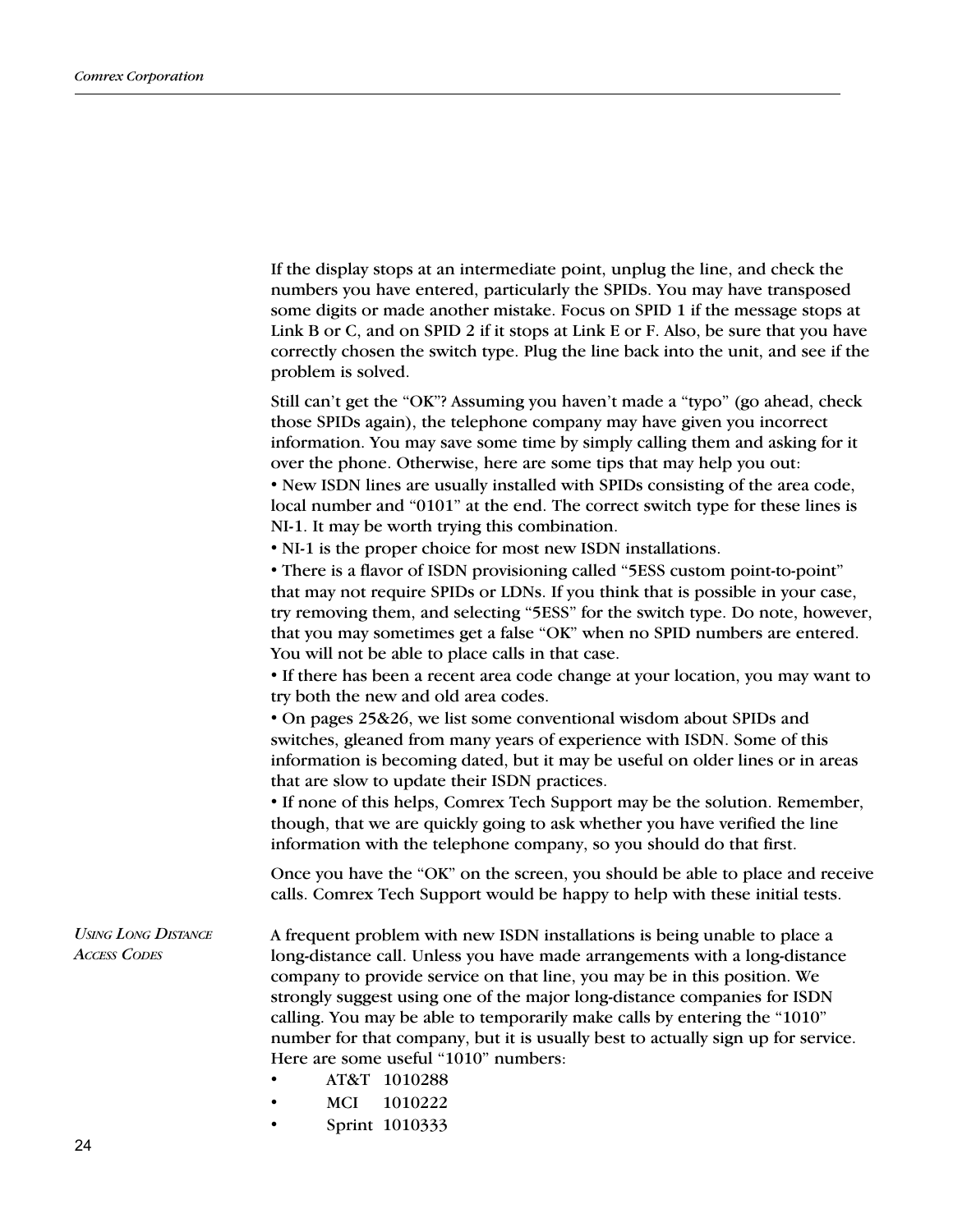If the display stops at an intermediate point, unplug the line, and check the numbers you have entered, particularly the SPIDs. You may have transposed some digits or made another mistake. Focus on SPID 1 if the message stops at Link B or C, and on SPID 2 if it stops at Link E or F. Also, be sure that you have correctly chosen the switch type. Plug the line back into the unit, and see if the problem is solved.

Still can't get the "OK"? Assuming you haven't made a "typo" (go ahead, check those SPIDs again), the telephone company may have given you incorrect information. You may save some time by simply calling them and asking for it over the phone. Otherwise, here are some tips that may help you out:

- New ISDN lines are usually installed with SPIDs consisting of the area code, local number and "0101" at the end. The correct switch type for these lines is NI-1. It may be worth trying this combination.
- NI-1 is the proper choice for most new ISDN installations.
- There is a flavor of ISDN provisioning called "5ESS custom point-to-point" that may not require SPIDs or LDNs. If you think that is possible in your case, try removing them, and selecting "5ESS" for the switch type. Do note, however, that you may sometimes get a false "OK" when no SPID numbers are entered. You will not be able to place calls in that case.
- If there has been a recent area code change at your location, you may want to try both the new and old area codes.
- On pages 25&26, we list some conventional wisdom about SPIDs and switches, gleaned from many years of experience with ISDN. Some of this information is becoming dated, but it may be useful on older lines or in areas that are slow to update their ISDN practices.
- If none of this helps, Comrex Tech Support may be the solution. Remember, though, that we are quickly going to ask whether you have verified the line information with the telephone company, so you should do that first.

Once you have the "OK" on the screen, you should be able to place and receive calls. Comrex Tech Support would be happy to help with these initial tests.

## *Using Long Distance Access Codes*

A frequent problem with new ISDN installations is being unable to place a long-distance call. Unless you have made arrangements with a long-distance company to provide service on that line, you may be in this position. We strongly suggest using one of the major long-distance companies for ISDN calling. You may be able to temporarily make calls by entering the "1010" number for that company, but it is usually best to actually sign up for service. Here are some useful "1010" numbers:

- AT&T 1010288
- MCI 1010222
- Sprint 1010333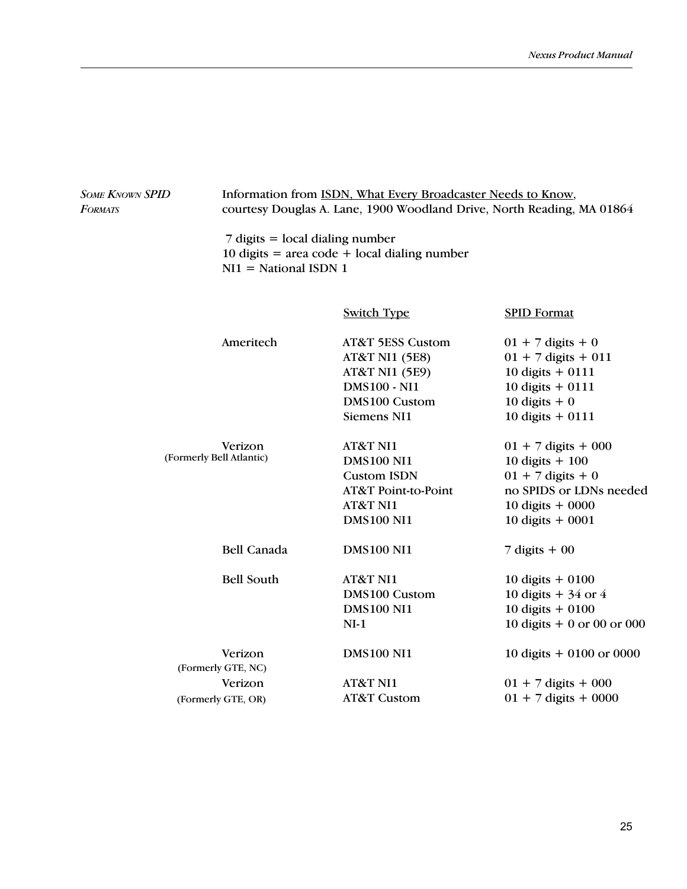## *Some Known SPID Formats*

Information from <u>ISDN, What Every Broadcaster Needs to Know</u>, courtesy Douglas A. Lane, 1900 Woodland Drive, North Reading, MA 01864

7 digits = local dialing number
10 digits = area code + local dialing number
NI1 = National ISDN 1

| | Switch Type | SPID Format |
|---|---|---|
| Ameritech | AT&T 5ESS Custom | 01 + 7 digits + 0 |
| | AT&T NI1 (5E8) | 01 + 7 digits + 011 |
| | AT&T NI1 (5E9) | 10 digits + 0111 |
| | DMS100 - NI1 | 10 digits + 0111 |
| | DMS100 Custom | 10 digits + 0 |
| | Siemens NI1 | 10 digits + 0111 |
| Verizon (Formerly Bell Atlantic) | AT&T NI1 | 01 + 7 digits + 000 |
| | DMS100 NI1 | 10 digits + 100 |
| | Custom ISDN | 01 + 7 digits + 0 |
| | AT&T Point-to-Point | no SPIDS or LDNs needed |
| | AT&T NI1 | 10 digits + 0000 |
| | DMS100 NI1 | 10 digits + 0001 |
| Bell Canada | DMS100 NI1 | 7 digits + 00 |
| Bell South | AT&T NI1 | 10 digits + 0100 |
| | DMS100 Custom | 10 digits + 34 or 4 |
| | DMS100 NI1 | 10 digits + 0100 |
| | NI-1 | 10 digits + 0 or 00 or 000 |
| Verizon (Formerly GTE, NC) | DMS100 NI1 | 10 digits + 0100 or 0000 |
| Verizon (Formerly GTE, OR) | AT&T NI1 | 01 + 7 digits + 000 |
| | AT&T Custom | 01 + 7 digits + 0000 |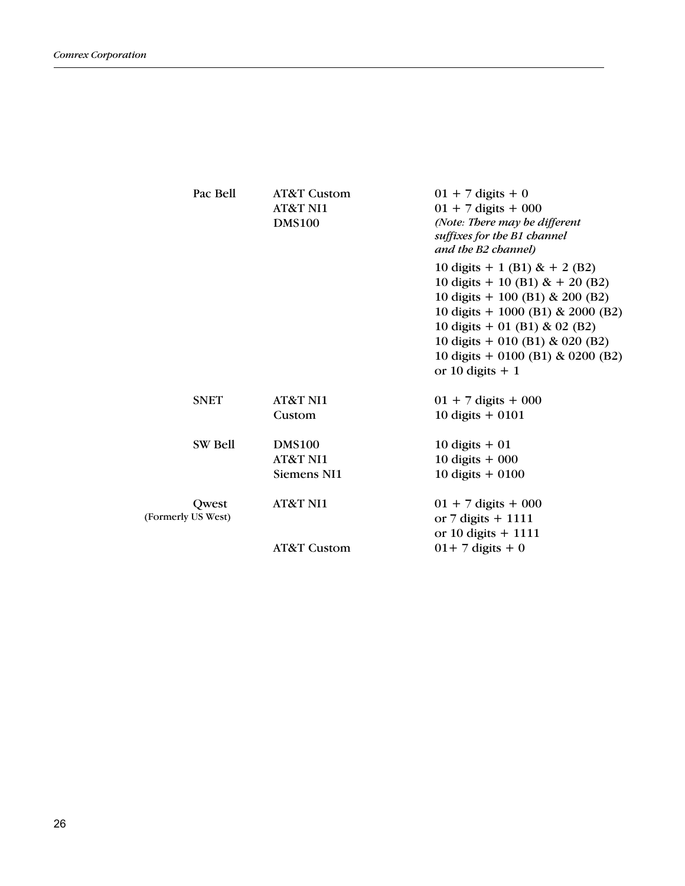| | | |
|---|---|---|
| Pac Bell | AT&T Custom | 01 + 7 digits + 0 |
| | AT&T NI1 | 01 + 7 digits + 000 |
| | DMS100 | *(Note: There may be different suffixes for the B1 channel and the B2 channel)* |
| | | 10 digits + 1 (B1) & + 2 (B2) |
| | | 10 digits + 10 (B1) & + 20 (B2) |
| | | 10 digits + 100 (B1) & 200 (B2) |
| | | 10 digits + 1000 (B1) & 2000 (B2) |
| | | 10 digits + 01 (B1) & 02 (B2) |
| | | 10 digits + 010 (B1) & 020 (B2) |
| | | 10 digits + 0100 (B1) & 0200 (B2) |
| | | or 10 digits + 1 |
| SNET | AT&T NI1 | 01 + 7 digits + 000 |
| | Custom | 10 digits + 0101 |
| SW Bell | DMS100 | 10 digits + 01 |
| | AT&T NI1 | 10 digits + 000 |
| | Siemens NI1 | 10 digits + 0100 |
| Qwest (Formerly US West) | AT&T NI1 | 01 + 7 digits + 000 |
| | | or 7 digits + 1111 |
| | | or 10 digits + 1111 |
| | AT&T Custom | 01+ 7 digits + 0 |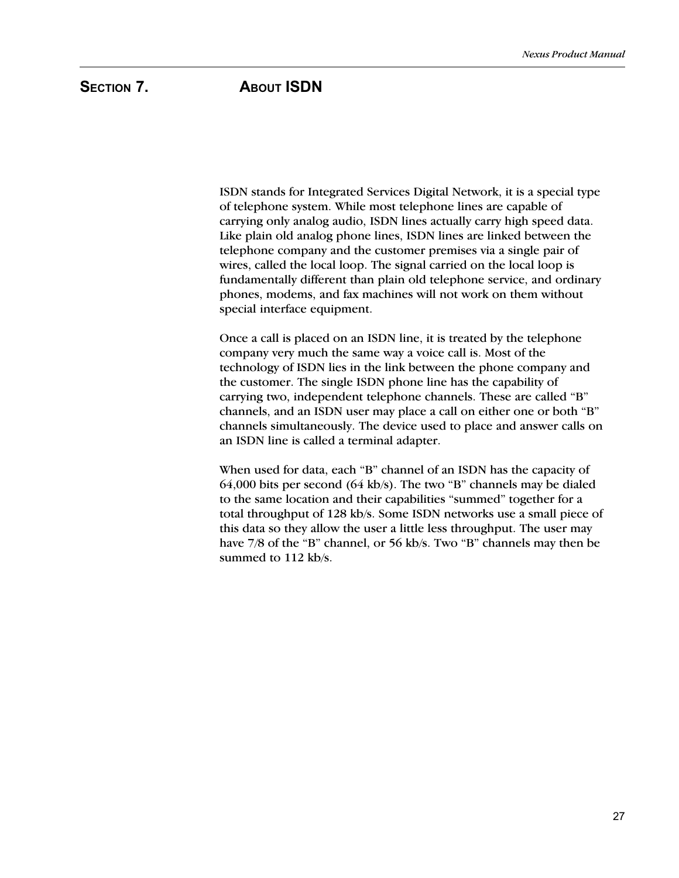# Section 7. About ISDN

ISDN stands for Integrated Services Digital Network, it is a special type of telephone system. While most telephone lines are capable of carrying only analog audio, ISDN lines actually carry high speed data. Like plain old analog phone lines, ISDN lines are linked between the telephone company and the customer premises via a single pair of wires, called the local loop. The signal carried on the local loop is fundamentally different than plain old telephone service, and ordinary phones, modems, and fax machines will not work on them without special interface equipment.

Once a call is placed on an ISDN line, it is treated by the telephone company very much the same way a voice call is. Most of the technology of ISDN lies in the link between the phone company and the customer. The single ISDN phone line has the capability of carrying two, independent telephone channels. These are called “B” channels, and an ISDN user may place a call on either one or both “B” channels simultaneously. The device used to place and answer calls on an ISDN line is called a terminal adapter.

When used for data, each “B” channel of an ISDN has the capacity of 64,000 bits per second (64 kb/s). The two “B” channels may be dialed to the same location and their capabilities “summed” together for a total throughput of 128 kb/s. Some ISDN networks use a small piece of this data so they allow the user a little less throughput. The user may have 7/8 of the “B” channel, or 56 kb/s. Two “B” channels may then be summed to 112 kb/s.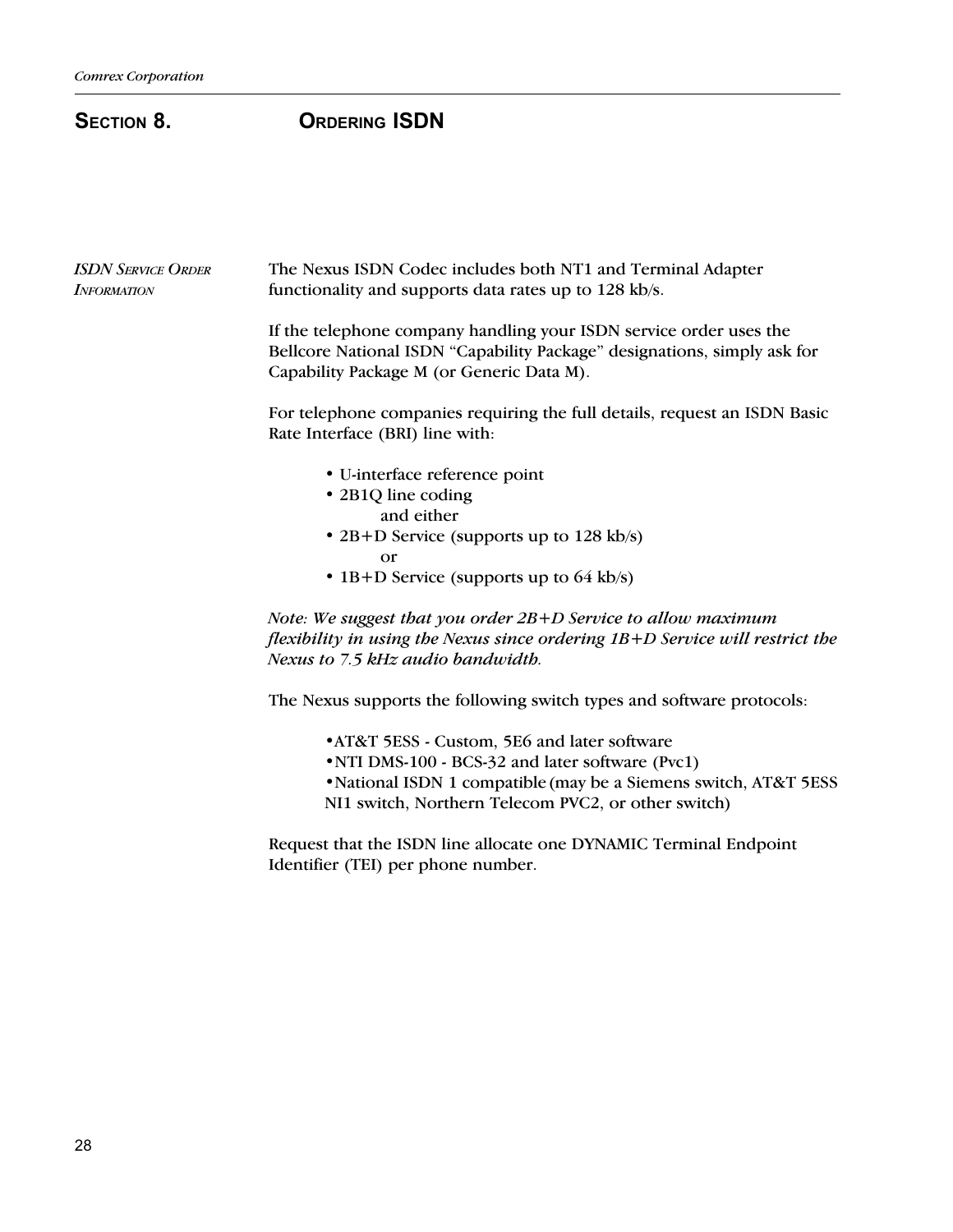# SECTION 8. ORDERING ISDN

*ISDN SERVICE ORDER INFORMATION*

The Nexus ISDN Codec includes both NT1 and Terminal Adapter functionality and supports data rates up to 128 kb/s.

If the telephone company handling your ISDN service order uses the Bellcore National ISDN "Capability Package" designations, simply ask for Capability Package M (or Generic Data M).

For telephone companies requiring the full details, request an ISDN Basic Rate Interface (BRI) line with:

- U-interface reference point
- 2B1Q line coding

  and either
- 2B+D Service (supports up to 128 kb/s)

  or
- 1B+D Service (supports up to 64 kb/s)

*Note: We suggest that you order 2B+D Service to allow maximum flexibility in using the Nexus since ordering 1B+D Service will restrict the Nexus to 7.5 kHz audio bandwidth.*

The Nexus supports the following switch types and software protocols:

- AT&T 5ESS - Custom, 5E6 and later software
- NTI DMS-100 - BCS-32 and later software (Pvc1)
- National ISDN 1 compatible (may be a Siemens switch, AT&T 5ESS NI1 switch, Northern Telecom PVC2, or other switch)

Request that the ISDN line allocate one DYNAMIC Terminal Endpoint Identifier (TEI) per phone number.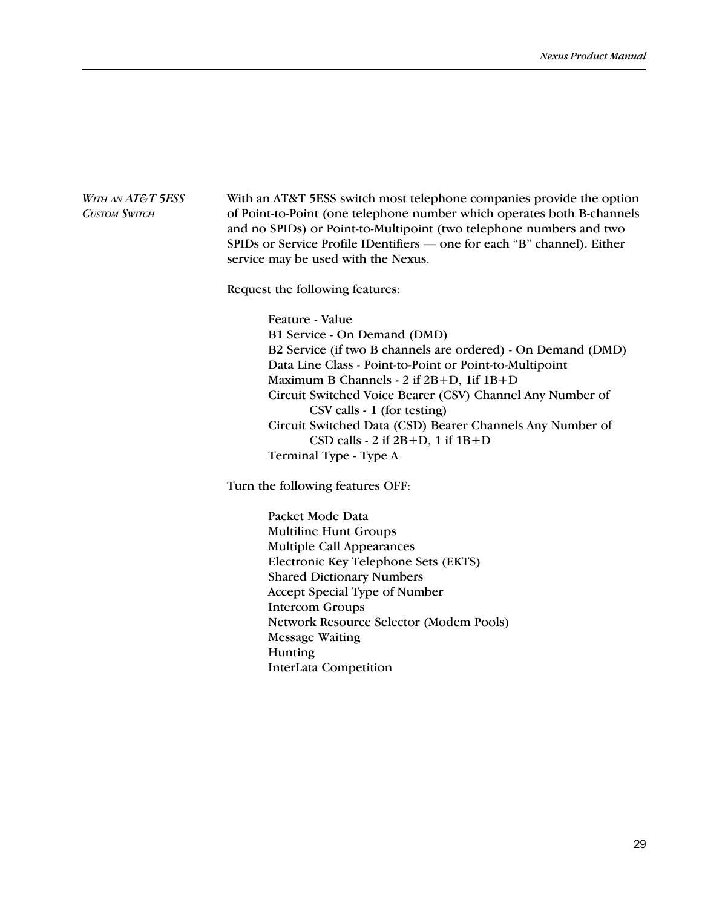### *With an AT&T 5ESS Custom Switch*

With an AT&T 5ESS switch most telephone companies provide the option of Point-to-Point (one telephone number which operates both B-channels and no SPIDs) or Point-to-Multipoint (two telephone numbers and two SPIDs or Service Profile IDentifiers — one for each “B” channel). Either service may be used with the Nexus.

Request the following features:

Feature - Value
B1 Service - On Demand (DMD)
B2 Service (if two B channels are ordered) - On Demand (DMD)
Data Line Class - Point-to-Point or Point-to-Multipoint
Maximum B Channels - 2 if 2B+D, 1if 1B+D
Circuit Switched Voice Bearer (CSV) Channel Any Number of
    CSV calls - 1 (for testing)
Circuit Switched Data (CSD) Bearer Channels Any Number of
    CSD calls - 2 if 2B+D, 1 if 1B+D
Terminal Type - Type A

Turn the following features OFF:

Packet Mode Data
Multiline Hunt Groups
Multiple Call Appearances
Electronic Key Telephone Sets (EKTS)
Shared Dictionary Numbers
Accept Special Type of Number
Intercom Groups
Network Resource Selector (Modem Pools)
Message Waiting
Hunting
InterLata Competition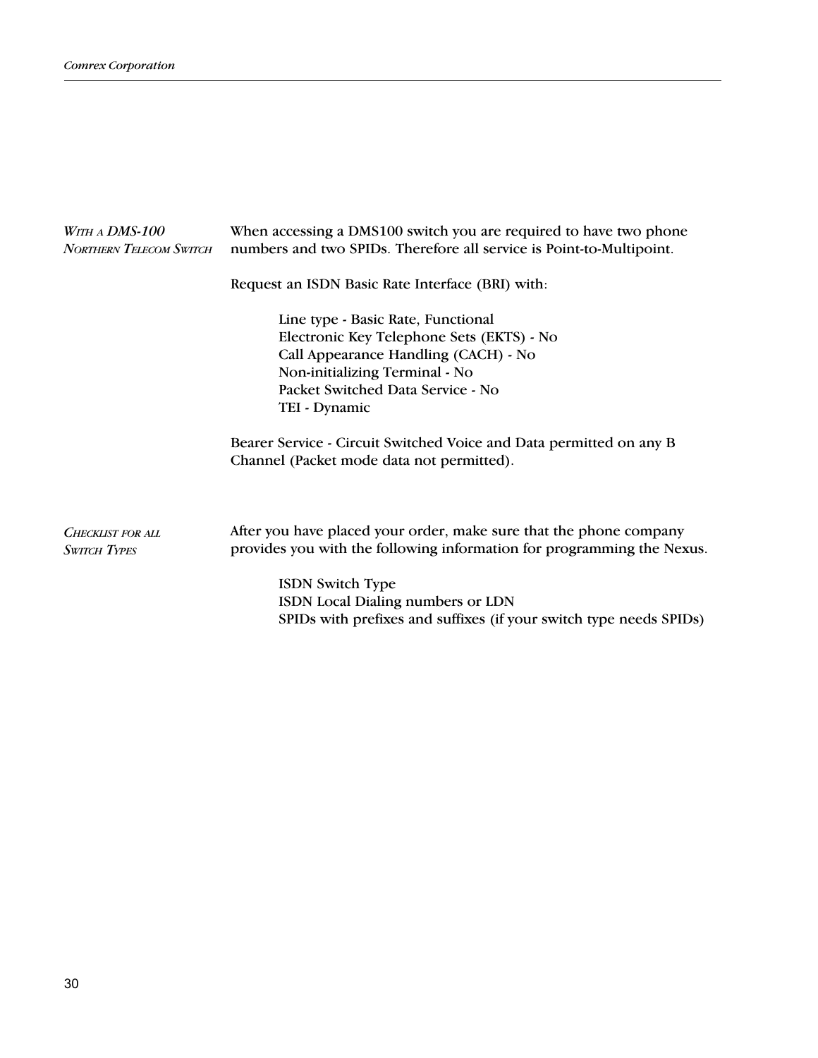### *With a DMS-100 Northern Telecom Switch*

When accessing a DMS100 switch you are required to have two phone numbers and two SPIDs. Therefore all service is Point-to-Multipoint.

Request an ISDN Basic Rate Interface (BRI) with:

Line type - Basic Rate, Functional
Electronic Key Telephone Sets (EKTS) - No
Call Appearance Handling (CACH) - No
Non-initializing Terminal - No
Packet Switched Data Service - No
TEI - Dynamic

Bearer Service - Circuit Switched Voice and Data permitted on any B Channel (Packet mode data not permitted).

### *Checklist for all Switch Types*

After you have placed your order, make sure that the phone company provides you with the following information for programming the Nexus.

ISDN Switch Type
ISDN Local Dialing numbers or LDN
SPIDs with prefixes and suffixes (if your switch type needs SPIDs)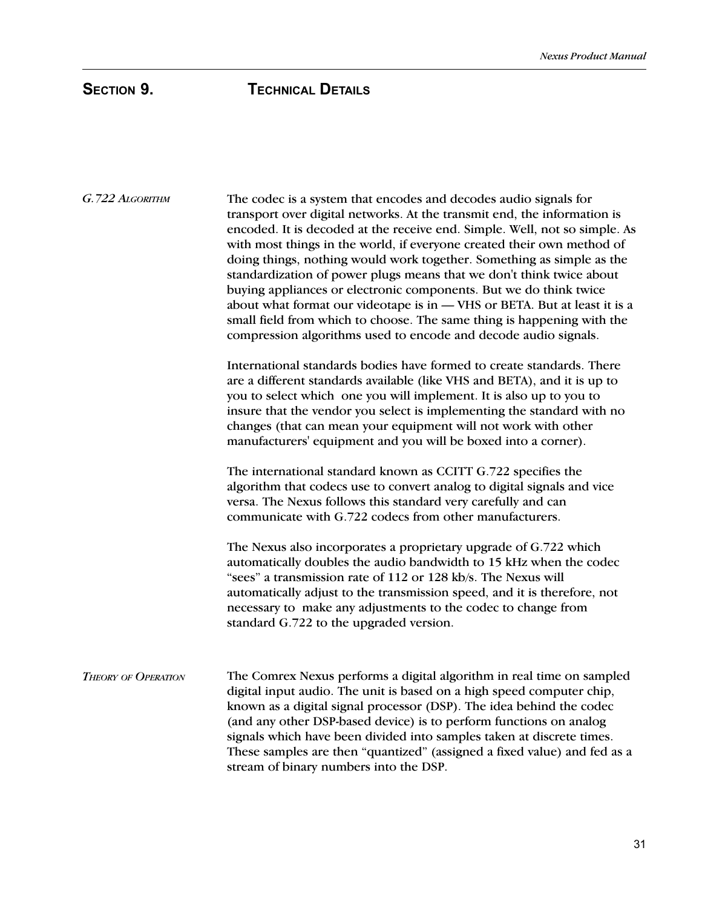# Section 9. Technical Details

### *G.722 Algorithm*

The codec is a system that encodes and decodes audio signals for transport over digital networks. At the transmit end, the information is encoded. It is decoded at the receive end. Simple. Well, not so simple. As with most things in the world, if everyone created their own method of doing things, nothing would work together. Something as simple as the standardization of power plugs means that we don't think twice about buying appliances or electronic components. But we do think twice about what format our videotape is in — VHS or BETA. But at least it is a small field from which to choose. The same thing is happening with the compression algorithms used to encode and decode audio signals.

International standards bodies have formed to create standards. There are a different standards available (like VHS and BETA), and it is up to you to select which one you will implement. It is also up to you to insure that the vendor you select is implementing the standard with no changes (that can mean your equipment will not work with other manufacturers' equipment and you will be boxed into a corner).

The international standard known as CCITT G.722 specifies the algorithm that codecs use to convert analog to digital signals and vice versa. The Nexus follows this standard very carefully and can communicate with G.722 codecs from other manufacturers.

The Nexus also incorporates a proprietary upgrade of G.722 which automatically doubles the audio bandwidth to 15 kHz when the codec "sees" a transmission rate of 112 or 128 kb/s. The Nexus will automatically adjust to the transmission speed, and it is therefore, not necessary to make any adjustments to the codec to change from standard G.722 to the upgraded version.

### *Theory of Operation*

The Comrex Nexus performs a digital algorithm in real time on sampled digital input audio. The unit is based on a high speed computer chip, known as a digital signal processor (DSP). The idea behind the codec (and any other DSP-based device) is to perform functions on analog signals which have been divided into samples taken at discrete times. These samples are then "quantized" (assigned a fixed value) and fed as a stream of binary numbers into the DSP.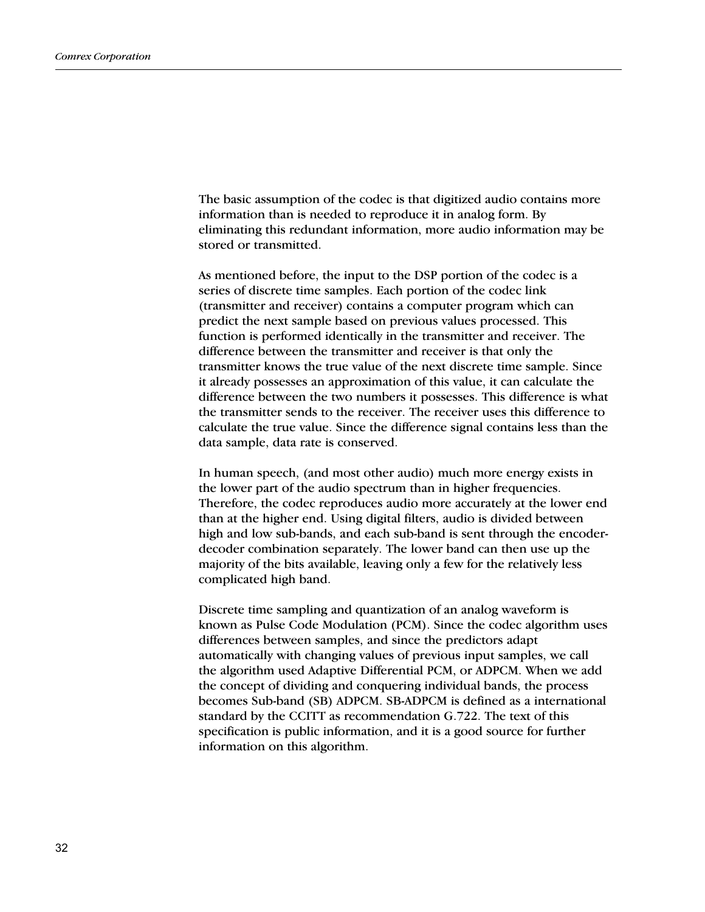The basic assumption of the codec is that digitized audio contains more information than is needed to reproduce it in analog form. By eliminating this redundant information, more audio information may be stored or transmitted.

As mentioned before, the input to the DSP portion of the codec is a series of discrete time samples. Each portion of the codec link (transmitter and receiver) contains a computer program which can predict the next sample based on previous values processed. This function is performed identically in the transmitter and receiver. The difference between the transmitter and receiver is that only the transmitter knows the true value of the next discrete time sample. Since it already possesses an approximation of this value, it can calculate the difference between the two numbers it possesses. This difference is what the transmitter sends to the receiver. The receiver uses this difference to calculate the true value. Since the difference signal contains less than the data sample, data rate is conserved.

In human speech, (and most other audio) much more energy exists in the lower part of the audio spectrum than in higher frequencies. Therefore, the codec reproduces audio more accurately at the lower end than at the higher end. Using digital filters, audio is divided between high and low sub-bands, and each sub-band is sent through the encoder-decoder combination separately. The lower band can then use up the majority of the bits available, leaving only a few for the relatively less complicated high band.

Discrete time sampling and quantization of an analog waveform is known as Pulse Code Modulation (PCM). Since the codec algorithm uses differences between samples, and since the predictors adapt automatically with changing values of previous input samples, we call the algorithm used Adaptive Differential PCM, or ADPCM. When we add the concept of dividing and conquering individual bands, the process becomes Sub-band (SB) ADPCM. SB-ADPCM is defined as a international standard by the CCITT as recommendation G.722. The text of this specification is public information, and it is a good source for further information on this algorithm.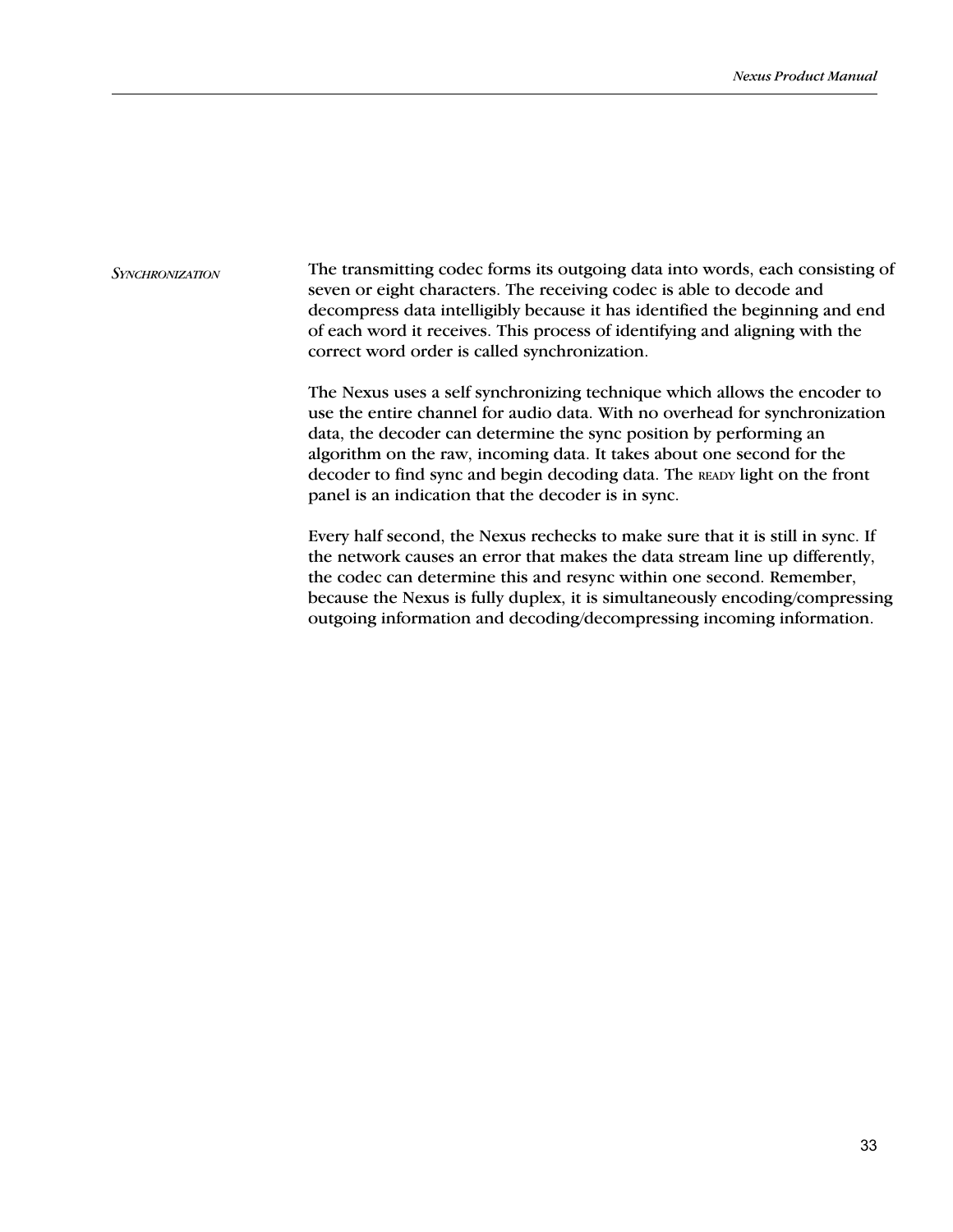### *Synchronization*

The transmitting codec forms its outgoing data into words, each consisting of seven or eight characters. The receiving codec is able to decode and decompress data intelligibly because it has identified the beginning and end of each word it receives. This process of identifying and aligning with the correct word order is called synchronization.

The Nexus uses a self synchronizing technique which allows the encoder to use the entire channel for audio data. With no overhead for synchronization data, the decoder can determine the sync position by performing an algorithm on the raw, incoming data. It takes about one second for the decoder to find sync and begin decoding data. The READY light on the front panel is an indication that the decoder is in sync.

Every half second, the Nexus rechecks to make sure that it is still in sync. If the network causes an error that makes the data stream line up differently, the codec can determine this and resync within one second. Remember, because the Nexus is fully duplex, it is simultaneously encoding/compressing outgoing information and decoding/decompressing incoming information.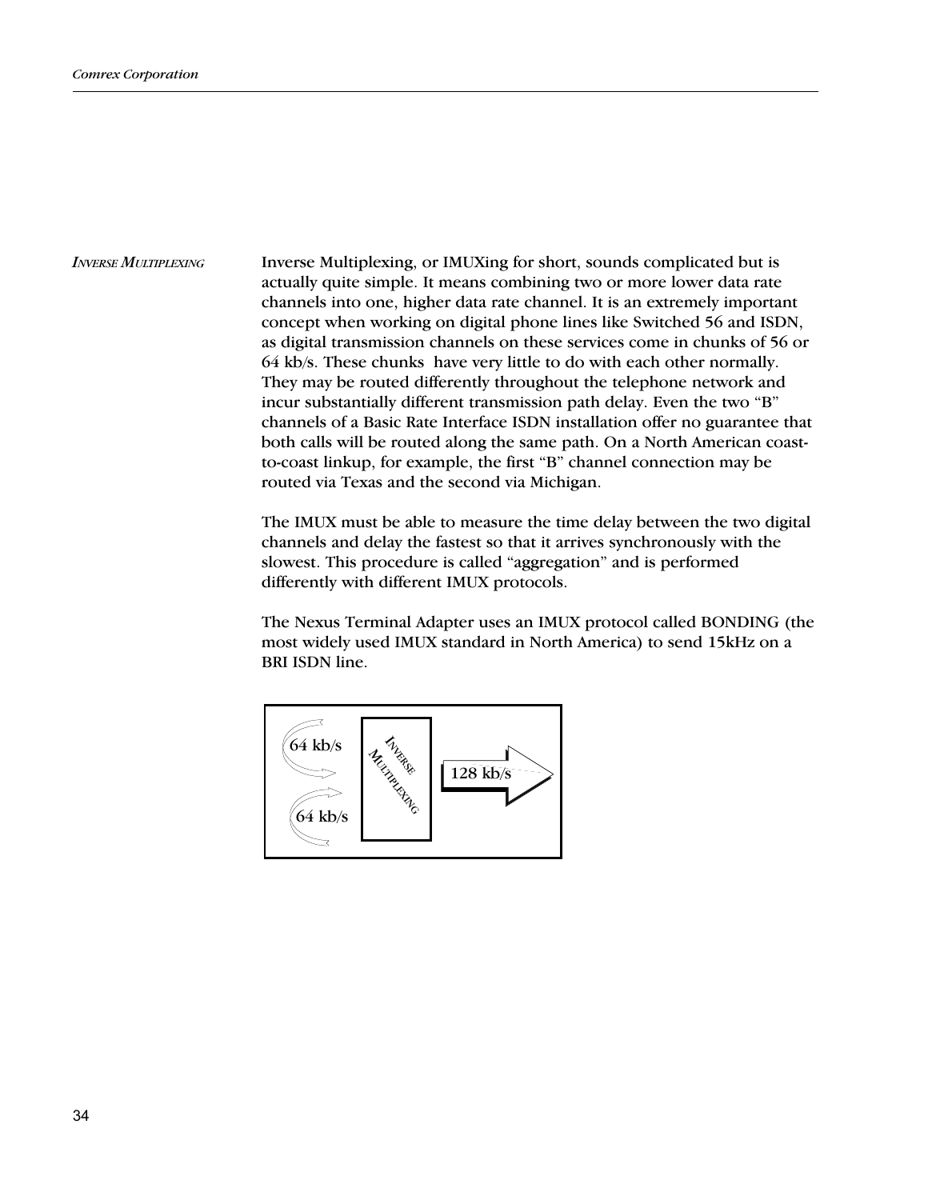### *Inverse Multiplexing*

Inverse Multiplexing, or IMUXing for short, sounds complicated but is actually quite simple. It means combining two or more lower data rate channels into one, higher data rate channel. It is an extremely important concept when working on digital phone lines like Switched 56 and ISDN, as digital transmission channels on these services come in chunks of 56 or 64 kb/s. These chunks have very little to do with each other normally. They may be routed differently throughout the telephone network and incur substantially different transmission path delay. Even the two "B" channels of a Basic Rate Interface ISDN installation offer no guarantee that both calls will be routed along the same path. On a North American coast-to-coast linkup, for example, the first "B" channel connection may be routed via Texas and the second via Michigan.

The IMUX must be able to measure the time delay between the two digital channels and delay the fastest so that it arrives synchronously with the slowest. This procedure is called "aggregation" and is performed differently with different IMUX protocols.

The Nexus Terminal Adapter uses an IMUX protocol called BONDING (the most widely used IMUX standard in North America) to send 15kHz on a BRI ISDN line.

64 kb/s

64 kb/s

Inverse Multiplexing

128 kb/s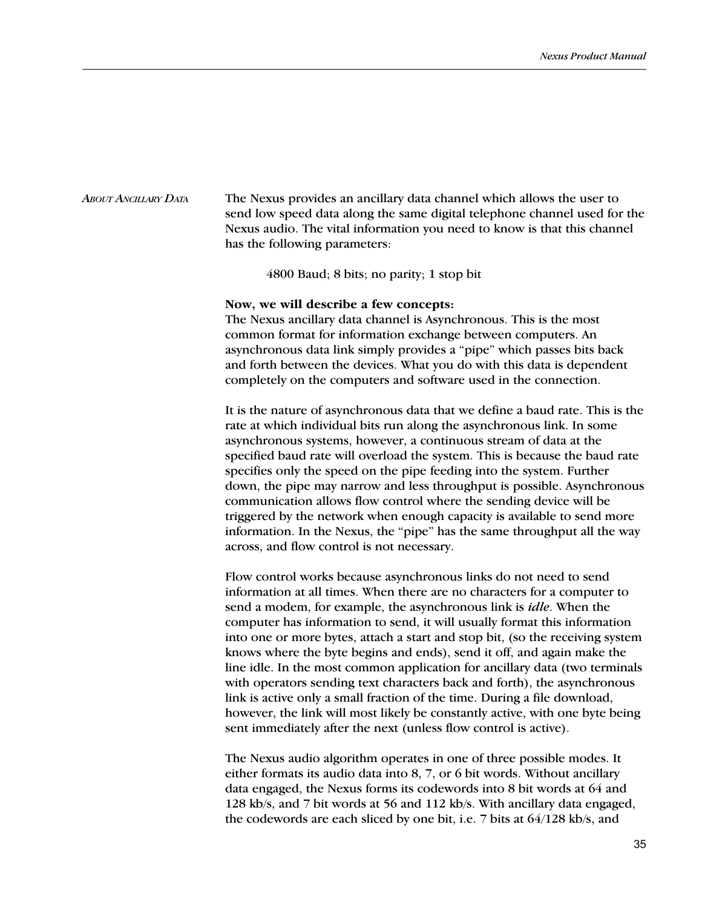## *About Ancillary Data*

The Nexus provides an ancillary data channel which allows the user to send low speed data along the same digital telephone channel used for the Nexus audio. The vital information you need to know is that this channel has the following parameters:

4800 Baud; 8 bits; no parity; 1 stop bit

**Now, we will describe a few concepts:**
The Nexus ancillary data channel is Asynchronous. This is the most common format for information exchange between computers. An asynchronous data link simply provides a "pipe" which passes bits back and forth between the devices. What you do with this data is dependent completely on the computers and software used in the connection.

It is the nature of asynchronous data that we define a baud rate. This is the rate at which individual bits run along the asynchronous link. In some asynchronous systems, however, a continuous stream of data at the specified baud rate will overload the system. This is because the baud rate specifies only the speed on the pipe feeding into the system. Further down, the pipe may narrow and less throughput is possible. Asynchronous communication allows flow control where the sending device will be triggered by the network when enough capacity is available to send more information. In the Nexus, the "pipe" has the same throughput all the way across, and flow control is not necessary.

Flow control works because asynchronous links do not need to send information at all times. When there are no characters for a computer to send a modem, for example, the asynchronous link is *idle*. When the computer has information to send, it will usually format this information into one or more bytes, attach a start and stop bit, (so the receiving system knows where the byte begins and ends), send it off, and again make the line idle. In the most common application for ancillary data (two terminals with operators sending text characters back and forth), the asynchronous link is active only a small fraction of the time. During a file download, however, the link will most likely be constantly active, with one byte being sent immediately after the next (unless flow control is active).

The Nexus audio algorithm operates in one of three possible modes. It either formats its audio data into 8, 7, or 6 bit words. Without ancillary data engaged, the Nexus forms its codewords into 8 bit words at 64 and 128 kb/s, and 7 bit words at 56 and 112 kb/s. With ancillary data engaged, the codewords are each sliced by one bit, i.e. 7 bits at 64/128 kb/s, and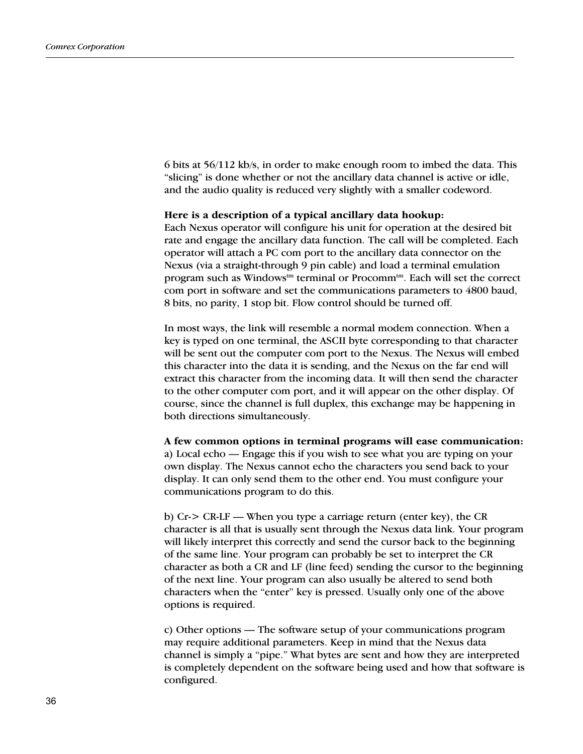6 bits at 56/112 kb/s, in order to make enough room to imbed the data. This "slicing" is done whether or not the ancillary data channel is active or idle, and the audio quality is reduced very slightly with a smaller codeword.

**Here is a description of a typical ancillary data hookup:**
Each Nexus operator will configure his unit for operation at the desired bit rate and engage the ancillary data function. The call will be completed. Each operator will attach a PC com port to the ancillary data connector on the Nexus (via a straight-through 9 pin cable) and load a terminal emulation program such as Windows[tm] terminal or Procomm[tm]. Each will set the correct com port in software and set the communications parameters to 4800 baud, 8 bits, no parity, 1 stop bit. Flow control should be turned off.

In most ways, the link will resemble a normal modem connection. When a key is typed on one terminal, the ASCII byte corresponding to that character will be sent out the computer com port to the Nexus. The Nexus will embed this character into the data it is sending, and the Nexus on the far end will extract this character from the incoming data. It will then send the character to the other computer com port, and it will appear on the other display. Of course, since the channel is full duplex, this exchange may be happening in both directions simultaneously.

**A few common options in terminal programs will ease communication:**
a) Local echo — Engage this if you wish to see what you are typing on your own display. The Nexus cannot echo the characters you send back to your display. It can only send them to the other end. You must configure your communications program to do this.

b) Cr-> CR-LF — When you type a carriage return (enter key), the CR character is all that is usually sent through the Nexus data link. Your program will likely interpret this correctly and send the cursor back to the beginning of the same line. Your program can probably be set to interpret the CR character as both a CR and LF (line feed) sending the cursor to the beginning of the next line. Your program can also usually be altered to send both characters when the "enter" key is pressed. Usually only one of the above options is required.

c) Other options — The software setup of your communications program may require additional parameters. Keep in mind that the Nexus data channel is simply a "pipe." What bytes are sent and how they are interpreted is completely dependent on the software being used and how that software is configured.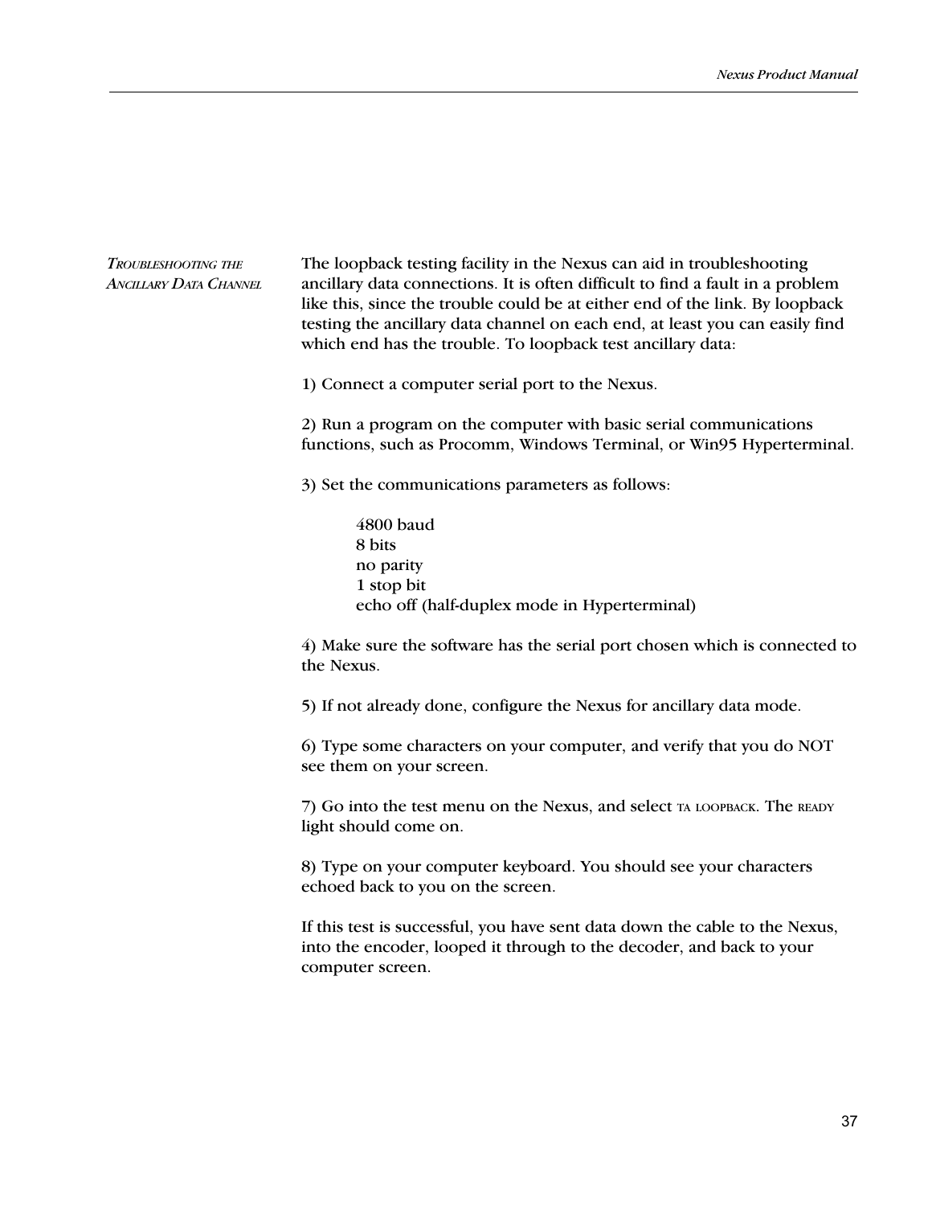## Troubleshooting the Ancillary Data Channel

The loopback testing facility in the Nexus can aid in troubleshooting ancillary data connections. It is often difficult to find a fault in a problem like this, since the trouble could be at either end of the link. By loopback testing the ancillary data channel on each end, at least you can easily find which end has the trouble. To loopback test ancillary data:

1) Connect a computer serial port to the Nexus.

2) Run a program on the computer with basic serial communications functions, such as Procomm, Windows Terminal, or Win95 Hyperterminal.

3) Set the communications parameters as follows:

> 4800 baud
> 8 bits
> no parity
> 1 stop bit
> echo off (half-duplex mode in Hyperterminal)

4) Make sure the software has the serial port chosen which is connected to the Nexus.

5) If not already done, configure the Nexus for ancillary data mode.

6) Type some characters on your computer, and verify that you do NOT see them on your screen.

7) Go into the test menu on the Nexus, and select TA LOOPBACK. The READY light should come on.

8) Type on your computer keyboard. You should see your characters echoed back to you on the screen.

If this test is successful, you have sent data down the cable to the Nexus, into the encoder, looped it through to the decoder, and back to your computer screen.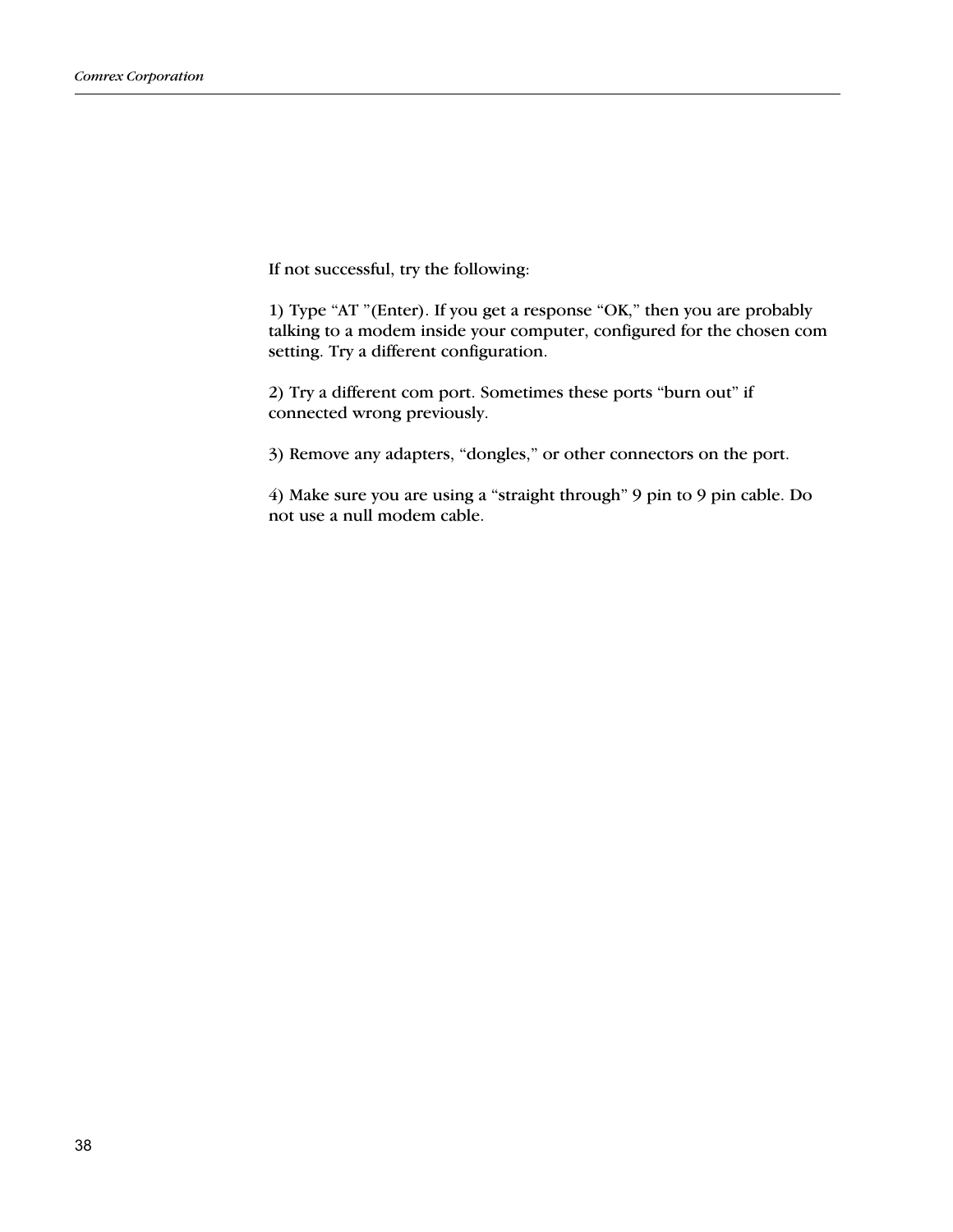If not successful, try the following:

1) Type “AT ”(Enter). If you get a response “OK,” then you are probably talking to a modem inside your computer, configured for the chosen com setting. Try a different configuration.

2) Try a different com port. Sometimes these ports “burn out” if connected wrong previously.

3) Remove any adapters, “dongles,” or other connectors on the port.

4) Make sure you are using a “straight through” 9 pin to 9 pin cable. Do not use a null modem cable.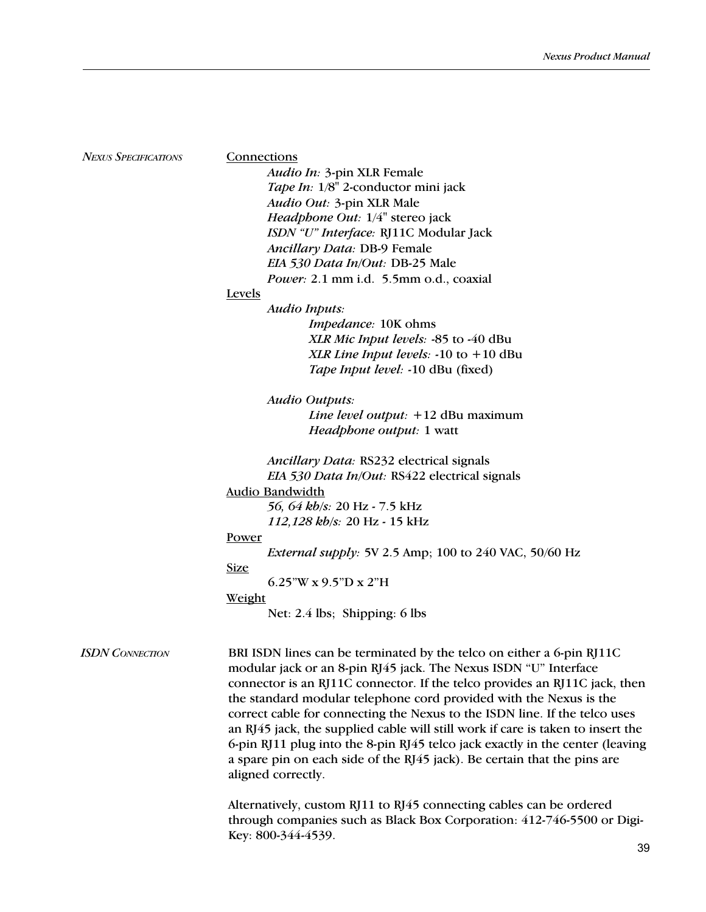## Nexus Specifications

**Connections**

- *Audio In:* 3-pin XLR Female
- *Tape In:* 1/8" 2-conductor mini jack
- *Audio Out:* 3-pin XLR Male
- *Headphone Out:* 1/4" stereo jack
- *ISDN "U" Interface:* RJ11C Modular Jack
- *Ancillary Data:* DB-9 Female
- *EIA 530 Data In/Out:* DB-25 Male
- *Power:* 2.1 mm i.d. 5.5mm o.d., coaxial

**Levels**

- *Audio Inputs:*
  - *Impedance:* 10K ohms
  - *XLR Mic Input levels:* -85 to -40 dBu
  - *XLR Line Input levels:* -10 to +10 dBu
  - *Tape Input level:* -10 dBu (fixed)
- *Audio Outputs:*
  - *Line level output:* +12 dBu maximum
  - *Headphone output:* 1 watt
- *Ancillary Data:* RS232 electrical signals
- *EIA 530 Data In/Out:* RS422 electrical signals

**Audio Bandwidth**

- *56, 64 kb/s:* 20 Hz - 7.5 kHz
- *112,128 kb/s:* 20 Hz - 15 kHz

**Power**

- *External supply:* 5V 2.5 Amp; 100 to 240 VAC, 50/60 Hz

**Size**

- 6.25"W x 9.5"D x 2"H

**Weight**

- Net: 2.4 lbs; Shipping: 6 lbs

## ISDN Connection

BRI ISDN lines can be terminated by the telco on either a 6-pin RJ11C modular jack or an 8-pin RJ45 jack. The Nexus ISDN "U" Interface connector is an RJ11C connector. If the telco provides an RJ11C jack, then the standard modular telephone cord provided with the Nexus is the correct cable for connecting the Nexus to the ISDN line. If the telco uses an RJ45 jack, the supplied cable will still work if care is taken to insert the 6-pin RJ11 plug into the 8-pin RJ45 telco jack exactly in the center (leaving a spare pin on each side of the RJ45 jack). Be certain that the pins are aligned correctly.

Alternatively, custom RJ11 to RJ45 connecting cables can be ordered through companies such as Black Box Corporation: 412-746-5500 or Digi-Key: 800-344-4539.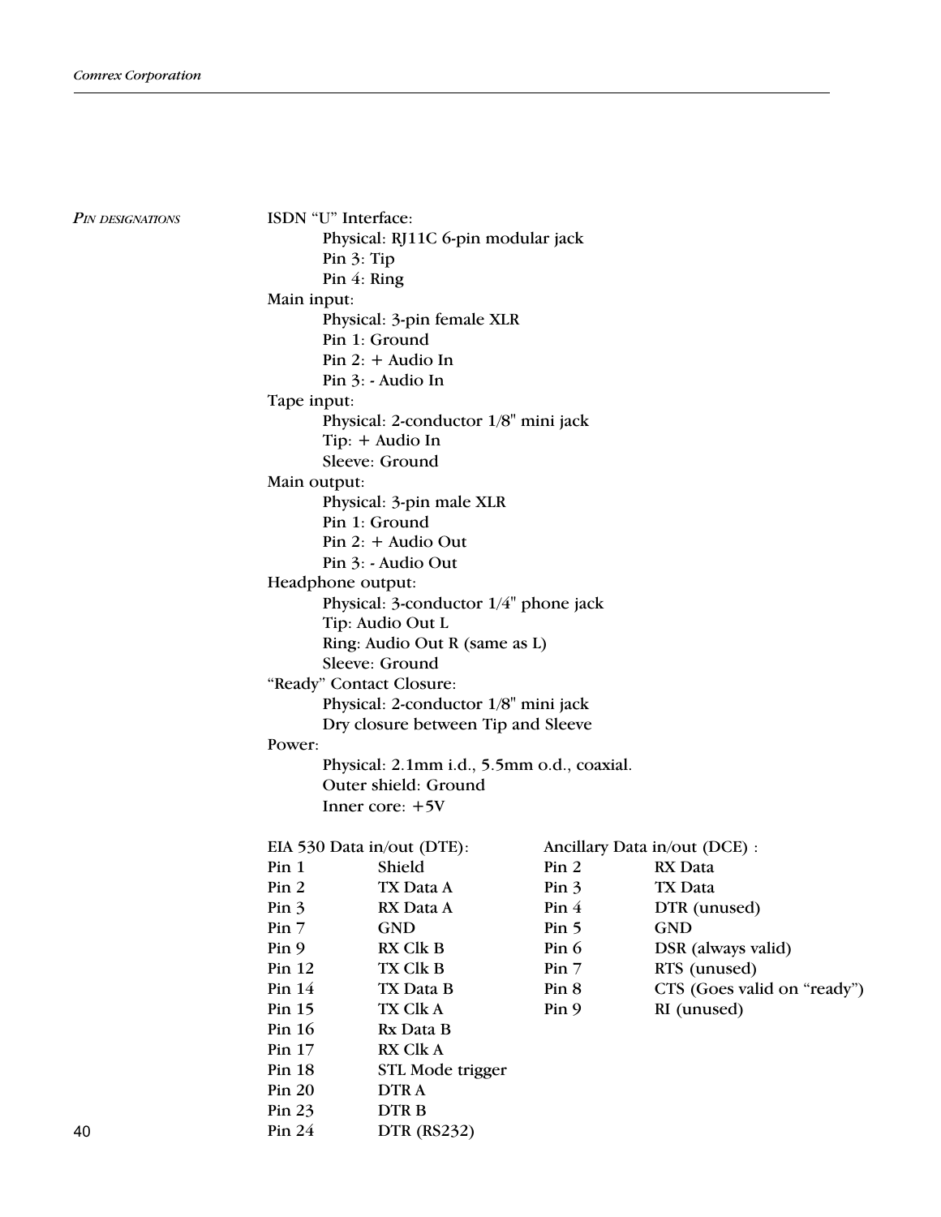## Pin designations

ISDN “U” Interface:

- Physical: RJ11C 6-pin modular jack
- Pin 3: Tip
- Pin 4: Ring

Main input:

- Physical: 3-pin female XLR
- Pin 1: Ground
- Pin 2: + Audio In
- Pin 3: - Audio In

Tape input:

- Physical: 2-conductor 1/8" mini jack
- Tip: + Audio In
- Sleeve: Ground

Main output:

- Physical: 3-pin male XLR
- Pin 1: Ground
- Pin 2: + Audio Out
- Pin 3: - Audio Out

Headphone output:

- Physical: 3-conductor 1/4" phone jack
- Tip: Audio Out L
- Ring: Audio Out R (same as L)
- Sleeve: Ground

“Ready” Contact Closure:

- Physical: 2-conductor 1/8" mini jack
- Dry closure between Tip and Sleeve

Power:

- Physical: 2.1mm i.d., 5.5mm o.d., coaxial.
- Outer shield: Ground
- Inner core: +5V

EIA 530 Data in/out (DTE):

| Pin | Signal |
|---|---|
| Pin 1 | Shield |
| Pin 2 | TX Data A |
| Pin 3 | RX Data A |
| Pin 7 | GND |
| Pin 9 | RX Clk B |
| Pin 12 | TX Clk B |
| Pin 14 | TX Data B |
| Pin 15 | TX Clk A |
| Pin 16 | Rx Data B |
| Pin 17 | RX Clk A |
| Pin 18 | STL Mode trigger |
| Pin 20 | DTR A |
| Pin 23 | DTR B |
| Pin 24 | DTR (RS232) |

Ancillary Data in/out (DCE) :

| Pin | Signal |
|---|---|
| Pin 2 | RX Data |
| Pin 3 | TX Data |
| Pin 4 | DTR (unused) |
| Pin 5 | GND |
| Pin 6 | DSR (always valid) |
| Pin 7 | RTS (unused) |
| Pin 8 | CTS (Goes valid on “ready”) |
| Pin 9 | RI (unused) |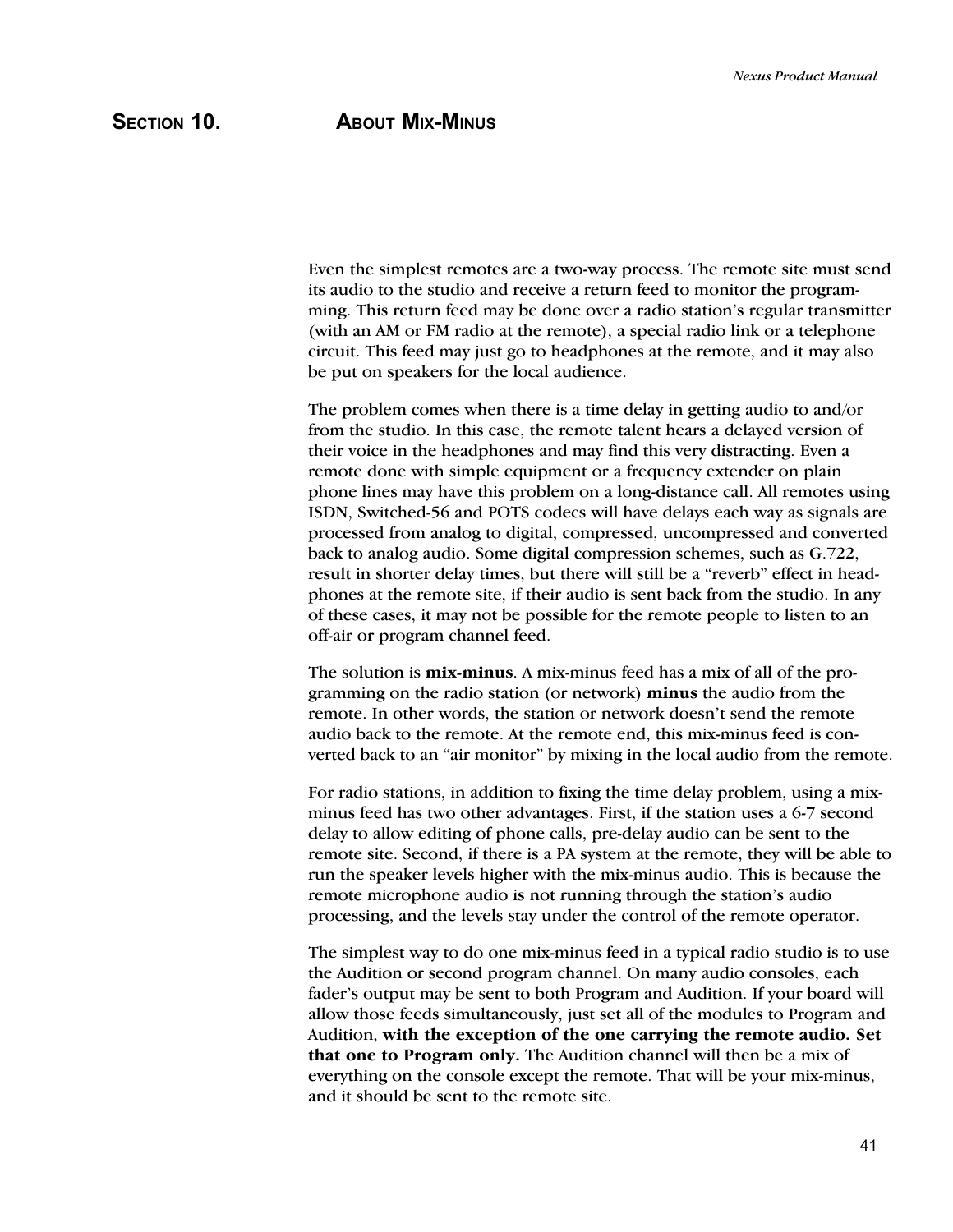# SECTION 10. ABOUT MIX-MINUS

Even the simplest remotes are a two-way process. The remote site must send its audio to the studio and receive a return feed to monitor the programming. This return feed may be done over a radio station's regular transmitter (with an AM or FM radio at the remote), a special radio link or a telephone circuit. This feed may just go to headphones at the remote, and it may also be put on speakers for the local audience.

The problem comes when there is a time delay in getting audio to and/or from the studio. In this case, the remote talent hears a delayed version of their voice in the headphones and may find this very distracting. Even a remote done with simple equipment or a frequency extender on plain phone lines may have this problem on a long-distance call. All remotes using ISDN, Switched-56 and POTS codecs will have delays each way as signals are processed from analog to digital, compressed, uncompressed and converted back to analog audio. Some digital compression schemes, such as G.722, result in shorter delay times, but there will still be a "reverb" effect in headphones at the remote site, if their audio is sent back from the studio. In any of these cases, it may not be possible for the remote people to listen to an off-air or program channel feed.

The solution is **mix-minus**. A mix-minus feed has a mix of all of the programming on the radio station (or network) **minus** the audio from the remote. In other words, the station or network doesn't send the remote audio back to the remote. At the remote end, this mix-minus feed is converted back to an "air monitor" by mixing in the local audio from the remote.

For radio stations, in addition to fixing the time delay problem, using a mix-minus feed has two other advantages. First, if the station uses a 6-7 second delay to allow editing of phone calls, pre-delay audio can be sent to the remote site. Second, if there is a PA system at the remote, they will be able to run the speaker levels higher with the mix-minus audio. This is because the remote microphone audio is not running through the station's audio processing, and the levels stay under the control of the remote operator.

The simplest way to do one mix-minus feed in a typical radio studio is to use the Audition or second program channel. On many audio consoles, each fader's output may be sent to both Program and Audition. If your board will allow those feeds simultaneously, just set all of the modules to Program and Audition, **with the exception of the one carrying the remote audio. Set that one to Program only.** The Audition channel will then be a mix of everything on the console except the remote. That will be your mix-minus, and it should be sent to the remote site.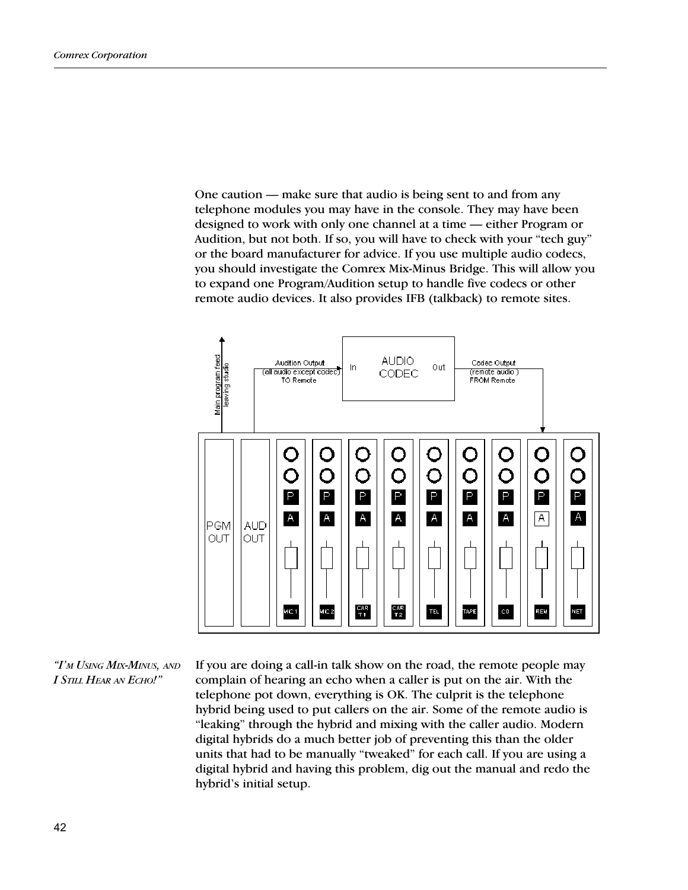One caution — make sure that audio is being sent to and from any telephone modules you may have in the console. They may have been designed to work with only one channel at a time — either Program or Audition, but not both. If so, you will have to check with your "tech guy" or the board manufacturer for advice. If you use multiple audio codecs, you should investigate the Comrex Mix-Minus Bridge. This will allow you to expand one Program/Audition setup to handle five codecs or other remote audio devices. It also provides IFB (talkback) to remote sites.

Main program feed leaving studio

Audition Output (all audio except codec) TO Remote

In AUDIO CODEC Out

Codec Output (remote audio ) FROM Remote

PGM OUT

AUD OUT

P A MIC 1

P A MIC 2

P A CART 1

P A CART 2

P A TEL

P A TAPE

P A CD

P A REM

P A NET

*"I'm Using Mix-Minus, and I Still Hear an Echo!"*

If you are doing a call-in talk show on the road, the remote people may complain of hearing an echo when a caller is put on the air. With the telephone pot down, everything is OK. The culprit is the telephone hybrid being used to put callers on the air. Some of the remote audio is "leaking" through the hybrid and mixing with the caller audio. Modern digital hybrids do a much better job of preventing this than the older units that had to be manually "tweaked" for each call. If you are using a digital hybrid and having this problem, dig out the manual and redo the hybrid's initial setup.